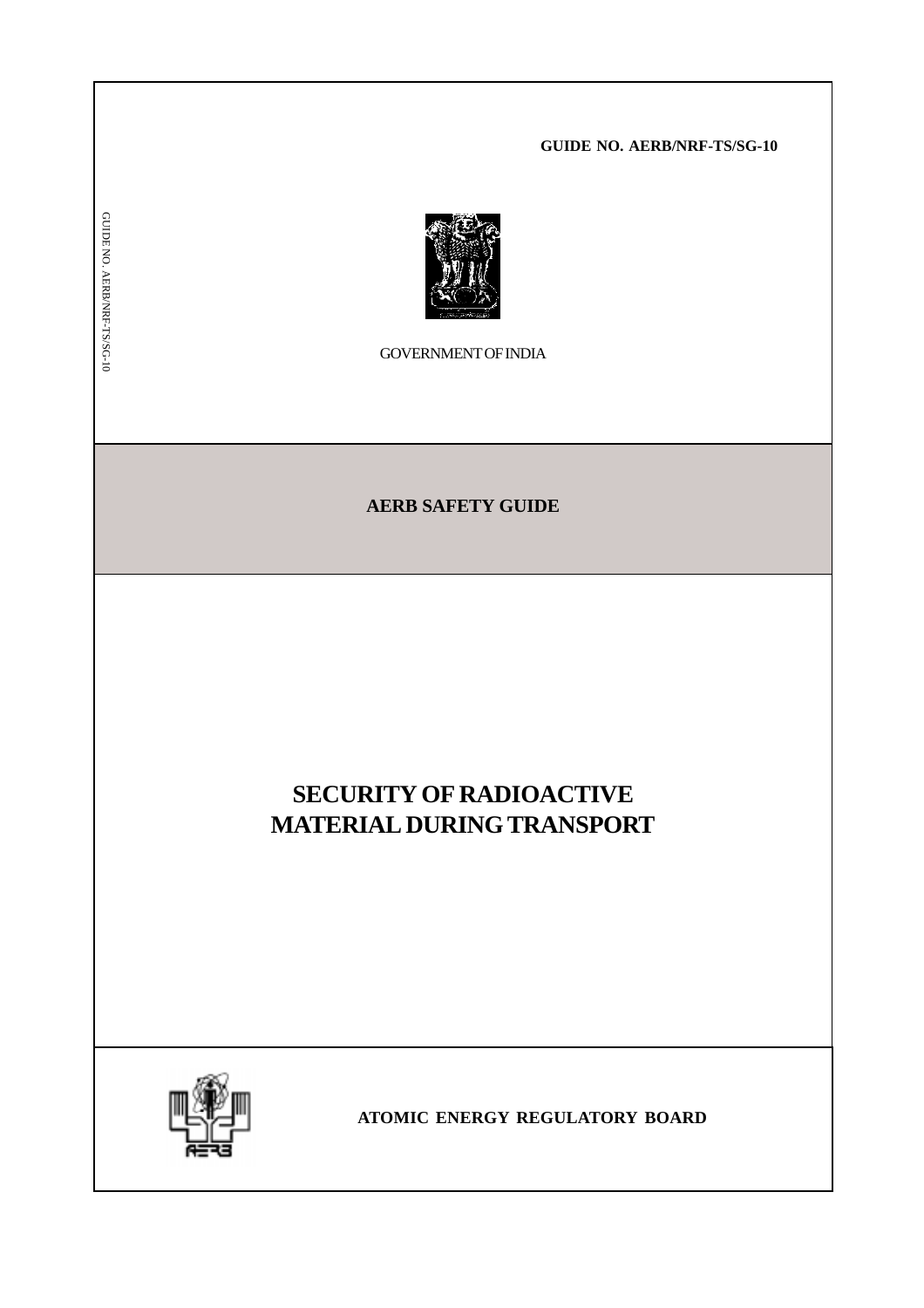GUIDE NO. AERB/NRF-TS/SG-10

GOVERNMENT OF INDIA

**AERB SAFETY GUIDE**

# SECURITY OF RADIOACTIVE MATERIAL DURING TRANSPORT

**ATOMIC ENERGY REGULATORY BOARD**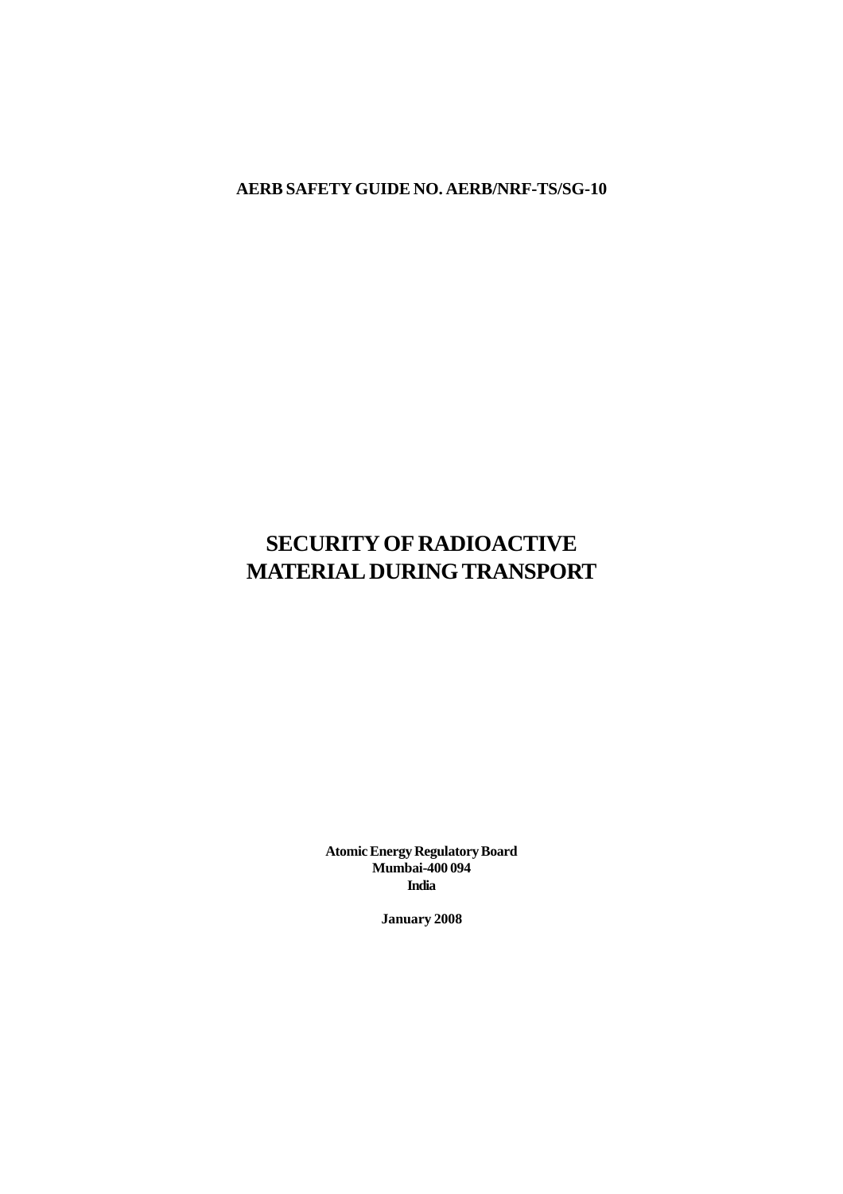**AERB SAFETY GUIDE NO. AERB/NRF-TS/SG-10**

# SECURITY OF RADIOACTIVE MATERIAL DURING TRANSPORT

**Atomic Energy Regulatory Board**
**Mumbai-400 094**
**India**

**January 2008**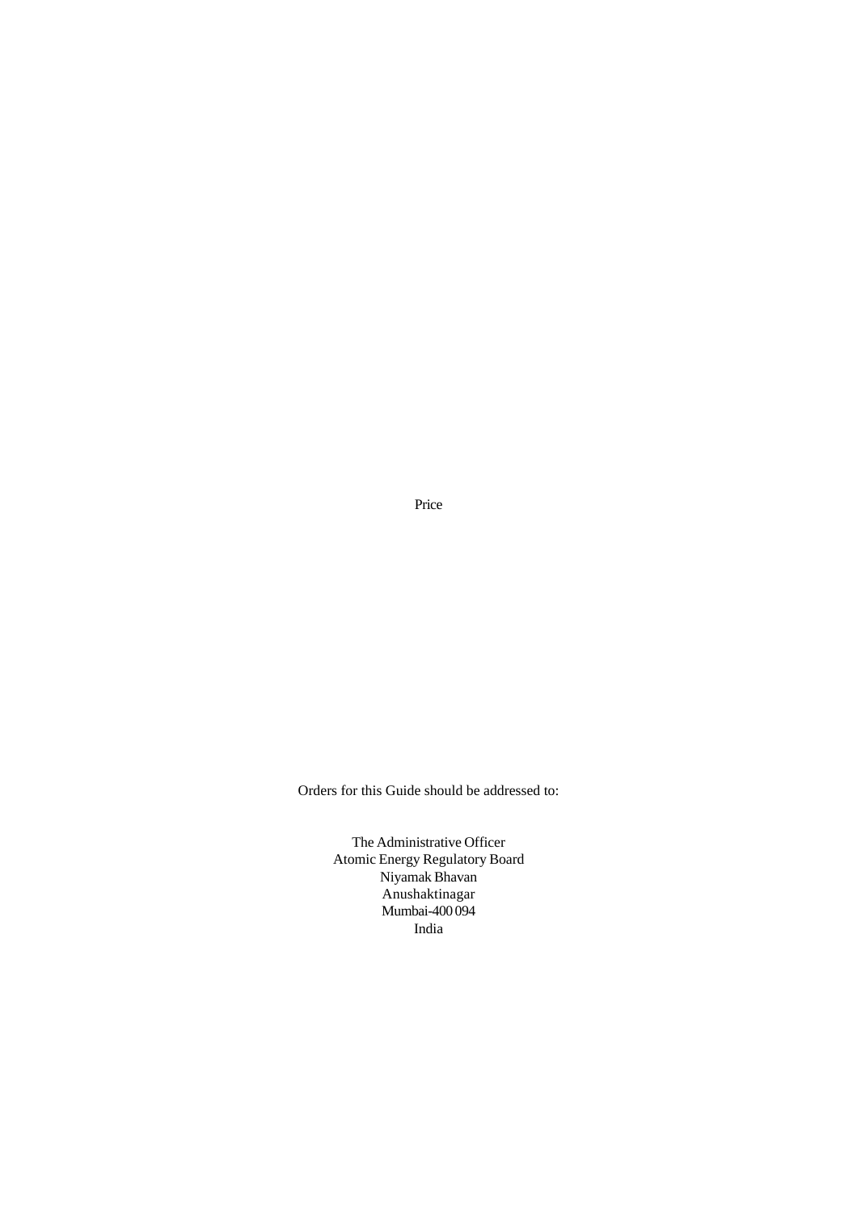Price

Orders for this Guide should be addressed to:

The Administrative Officer
Atomic Energy Regulatory Board
Niyamak Bhavan
Anushaktinagar
Mumbai-400 094
India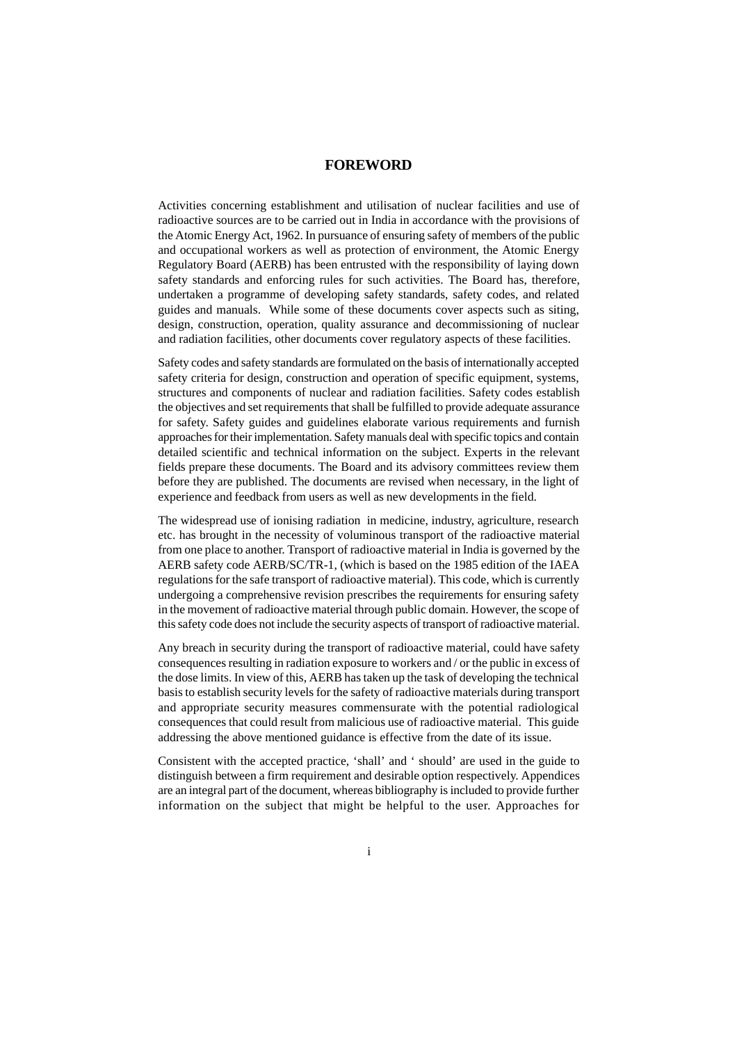# FOREWORD

Activities concerning establishment and utilisation of nuclear facilities and use of radioactive sources are to be carried out in India in accordance with the provisions of the Atomic Energy Act, 1962. In pursuance of ensuring safety of members of the public and occupational workers as well as protection of environment, the Atomic Energy Regulatory Board (AERB) has been entrusted with the responsibility of laying down safety standards and enforcing rules for such activities. The Board has, therefore, undertaken a programme of developing safety standards, safety codes, and related guides and manuals. While some of these documents cover aspects such as siting, design, construction, operation, quality assurance and decommissioning of nuclear and radiation facilities, other documents cover regulatory aspects of these facilities.

Safety codes and safety standards are formulated on the basis of internationally accepted safety criteria for design, construction and operation of specific equipment, systems, structures and components of nuclear and radiation facilities. Safety codes establish the objectives and set requirements that shall be fulfilled to provide adequate assurance for safety. Safety guides and guidelines elaborate various requirements and furnish approaches for their implementation. Safety manuals deal with specific topics and contain detailed scientific and technical information on the subject. Experts in the relevant fields prepare these documents. The Board and its advisory committees review them before they are published. The documents are revised when necessary, in the light of experience and feedback from users as well as new developments in the field.

The widespread use of ionising radiation in medicine, industry, agriculture, research etc. has brought in the necessity of voluminous transport of the radioactive material from one place to another. Transport of radioactive material in India is governed by the AERB safety code AERB/SC/TR-1, (which is based on the 1985 edition of the IAEA regulations for the safe transport of radioactive material). This code, which is currently undergoing a comprehensive revision prescribes the requirements for ensuring safety in the movement of radioactive material through public domain. However, the scope of this safety code does not include the security aspects of transport of radioactive material.

Any breach in security during the transport of radioactive material, could have safety consequences resulting in radiation exposure to workers and / or the public in excess of the dose limits. In view of this, AERB has taken up the task of developing the technical basis to establish security levels for the safety of radioactive materials during transport and appropriate security measures commensurate with the potential radiological consequences that could result from malicious use of radioactive material. This guide addressing the above mentioned guidance is effective from the date of its issue.

Consistent with the accepted practice, 'shall' and ' should' are used in the guide to distinguish between a firm requirement and desirable option respectively. Appendices are an integral part of the document, whereas bibliography is included to provide further information on the subject that might be helpful to the user. Approaches for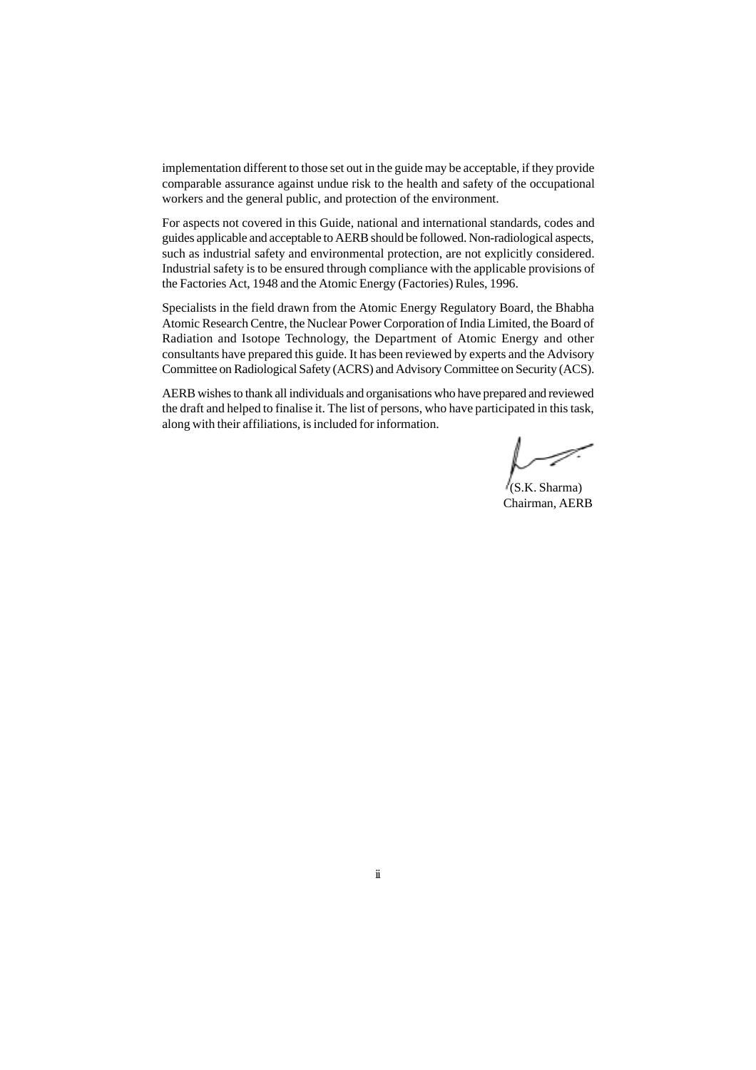implementation different to those set out in the guide may be acceptable, if they provide comparable assurance against undue risk to the health and safety of the occupational workers and the general public, and protection of the environment.

For aspects not covered in this Guide, national and international standards, codes and guides applicable and acceptable to AERB should be followed. Non-radiological aspects, such as industrial safety and environmental protection, are not explicitly considered. Industrial safety is to be ensured through compliance with the applicable provisions of the Factories Act, 1948 and the Atomic Energy (Factories) Rules, 1996.

Specialists in the field drawn from the Atomic Energy Regulatory Board, the Bhabha Atomic Research Centre, the Nuclear Power Corporation of India Limited, the Board of Radiation and Isotope Technology, the Department of Atomic Energy and other consultants have prepared this guide. It has been reviewed by experts and the Advisory Committee on Radiological Safety (ACRS) and Advisory Committee on Security (ACS).

AERB wishes to thank all individuals and organisations who have prepared and reviewed the draft and helped to finalise it. The list of persons, who have participated in this task, along with their affiliations, is included for information.

(S.K. Sharma)
Chairman, AERB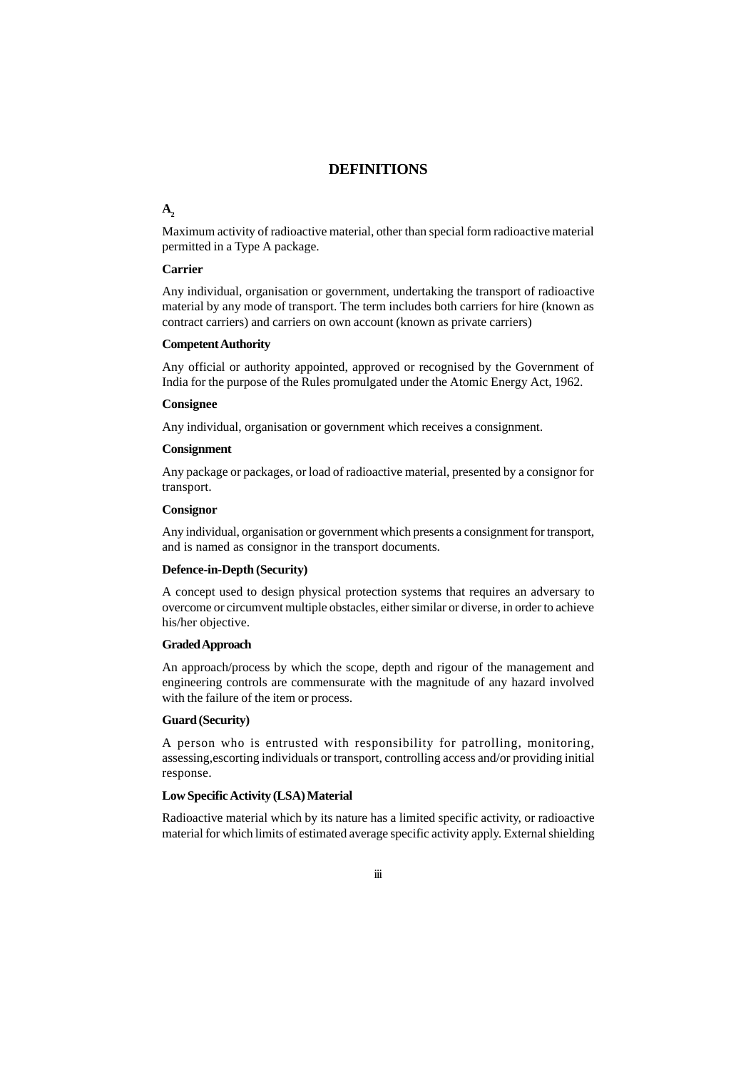# DEFINITIONS

**$A_2$**

Maximum activity of radioactive material, other than special form radioactive material permitted in a Type A package.

**Carrier**

Any individual, organisation or government, undertaking the transport of radioactive material by any mode of transport. The term includes both carriers for hire (known as contract carriers) and carriers on own account (known as private carriers)

**Competent Authority**

Any official or authority appointed, approved or recognised by the Government of India for the purpose of the Rules promulgated under the Atomic Energy Act, 1962.

**Consignee**

Any individual, organisation or government which receives a consignment.

**Consignment**

Any package or packages, or load of radioactive material, presented by a consignor for transport.

**Consignor**

Any individual, organisation or government which presents a consignment for transport, and is named as consignor in the transport documents.

**Defence-in-Depth (Security)**

A concept used to design physical protection systems that requires an adversary to overcome or circumvent multiple obstacles, either similar or diverse, in order to achieve his/her objective.

**Graded Approach**

An approach/process by which the scope, depth and rigour of the management and engineering controls are commensurate with the magnitude of any hazard involved with the failure of the item or process.

**Guard (Security)**

A person who is entrusted with responsibility for patrolling, monitoring, assessing,escorting individuals or transport, controlling access and/or providing initial response.

**Low Specific Activity (LSA) Material**

Radioactive material which by its nature has a limited specific activity, or radioactive material for which limits of estimated average specific activity apply. External shielding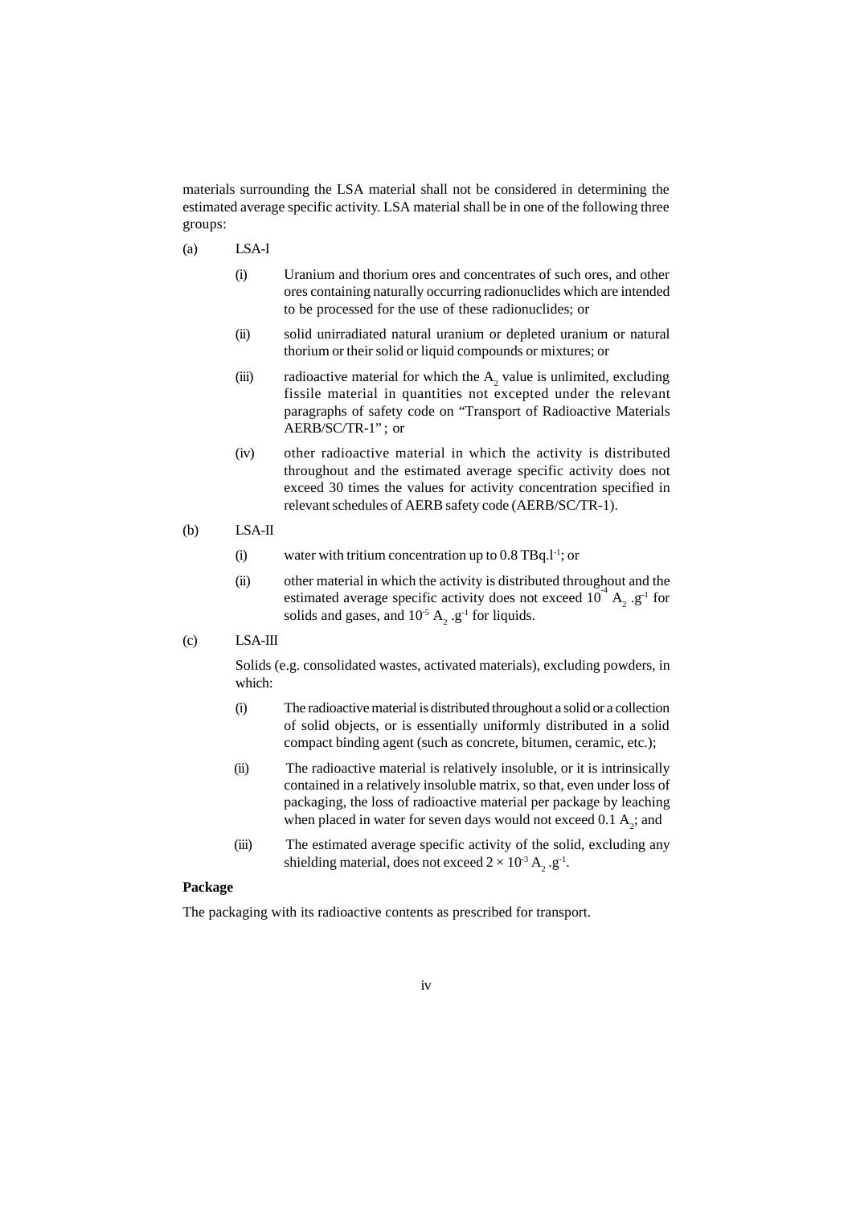materials surrounding the LSA material shall not be considered in determining the estimated average specific activity. LSA material shall be in one of the following three groups:

(a) LSA-I

- (i) Uranium and thorium ores and concentrates of such ores, and other ores containing naturally occurring radionuclides which are intended to be processed for the use of these radionuclides; or
- (ii) solid unirradiated natural uranium or depleted uranium or natural thorium or their solid or liquid compounds or mixtures; or
- (iii) radioactive material for which the $A_2$ value is unlimited, excluding fissile material in quantities not excepted under the relevant paragraphs of safety code on "Transport of Radioactive Materials AERB/SC/TR-1" ; or
- (iv) other radioactive material in which the activity is distributed throughout and the estimated average specific activity does not exceed 30 times the values for activity concentration specified in relevant schedules of AERB safety code (AERB/SC/TR-1).

(b) LSA-II

- (i) water with tritium concentration up to $0.8\ TBq.l^{-1}$; or
- (ii) other material in which the activity is distributed throughout and the estimated average specific activity does not exceed $10^{-4}\ A_2\ .g^{-1}$ for solids and gases, and $10^{-5}\ A_2\ .g^{-1}$ for liquids.

(c) LSA-III

Solids (e.g. consolidated wastes, activated materials), excluding powders, in which:

- (i) The radioactive material is distributed throughout a solid or a collection of solid objects, or is essentially uniformly distributed in a solid compact binding agent (such as concrete, bitumen, ceramic, etc.);
- (ii) The radioactive material is relatively insoluble, or it is intrinsically contained in a relatively insoluble matrix, so that, even under loss of packaging, the loss of radioactive material per package by leaching when placed in water for seven days would not exceed $0.1\ A_2$; and
- (iii) The estimated average specific activity of the solid, excluding any shielding material, does not exceed $2 \times 10^{-3}\ A_2\ .g^{-1}$.

**Package**

The packaging with its radioactive contents as prescribed for transport.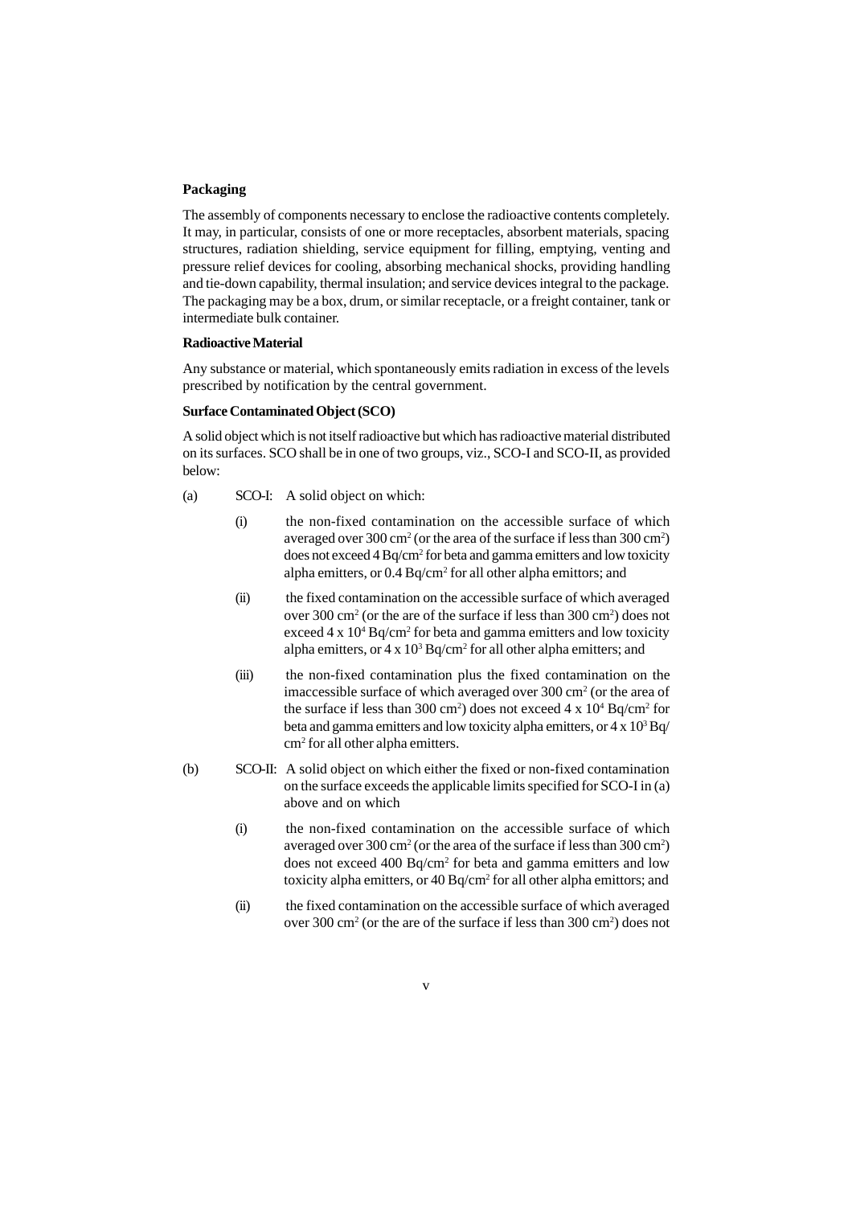**Packaging**

The assembly of components necessary to enclose the radioactive contents completely. It may, in particular, consists of one or more receptacles, absorbent materials, spacing structures, radiation shielding, service equipment for filling, emptying, venting and pressure relief devices for cooling, absorbing mechanical shocks, providing handling and tie-down capability, thermal insulation; and service devices integral to the package. The packaging may be a box, drum, or similar receptacle, or a freight container, tank or intermediate bulk container.

**Radioactive Material**

Any substance or material, which spontaneously emits radiation in excess of the levels prescribed by notification by the central government.

**Surface Contaminated Object (SCO)**

A solid object which is not itself radioactive but which has radioactive material distributed on its surfaces. SCO shall be in one of two groups, viz., SCO-I and SCO-II, as provided below:

(a) SCO-I: A solid object on which:

(i) the non-fixed contamination on the accessible surface of which averaged over 300 $cm^2$ (or the area of the surface if less than 300 $cm^2$) does not exceed 4 $Bq/cm^2$ for beta and gamma emitters and low toxicity alpha emitters, or 0.4 $Bq/cm^2$ for all other alpha emittors; and

(ii) the fixed contamination on the accessible surface of which averaged over 300 $cm^2$ (or the are of the surface if less than 300 $cm^2$) does not exceed $4 \times 10^4$ $Bq/cm^2$ for beta and gamma emitters and low toxicity alpha emitters, or $4 \times 10^3$ $Bq/cm^2$ for all other alpha emitters; and

(iii) the non-fixed contamination plus the fixed contamination on the imaccessible surface of which averaged over 300 $cm^2$ (or the area of the surface if less than 300 $cm^2$) does not exceed $4 \times 10^4$ $Bq/cm^2$ for beta and gamma emitters and low toxicity alpha emitters, or $4 \times 10^3$ $Bq/cm^2$ for all other alpha emitters.

(b) SCO-II: A solid object on which either the fixed or non-fixed contamination on the surface exceeds the applicable limits specified for SCO-I in (a) above and on which

(i) the non-fixed contamination on the accessible surface of which averaged over 300 $cm^2$ (or the area of the surface if less than 300 $cm^2$) does not exceed 400 $Bq/cm^2$ for beta and gamma emitters and low toxicity alpha emitters, or 40 $Bq/cm^2$ for all other alpha emittors; and

(ii) the fixed contamination on the accessible surface of which averaged over 300 $cm^2$ (or the are of the surface if less than 300 $cm^2$) does not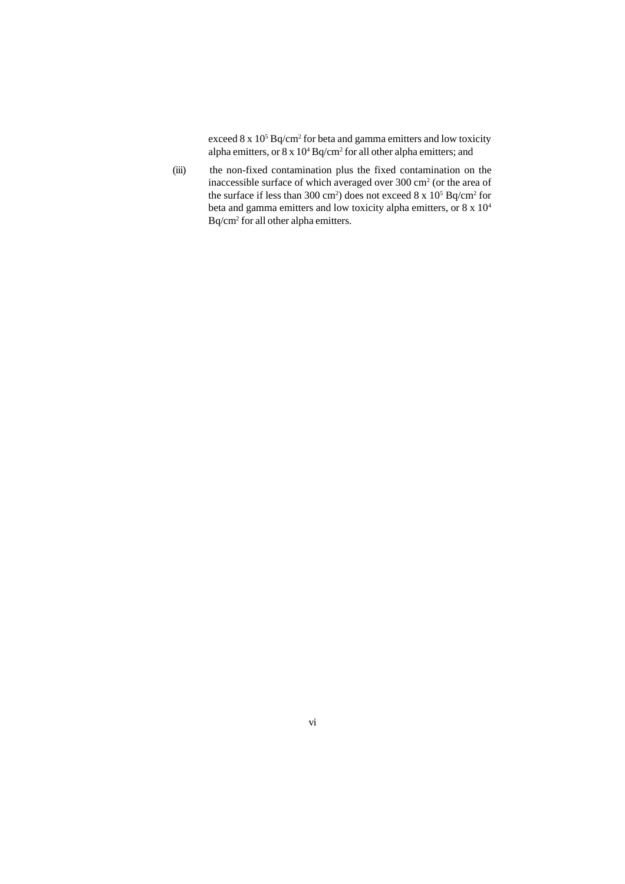exceed $8 \times 10^5$ Bq/cm$^2$ for beta and gamma emitters and low toxicity alpha emitters, or $8 \times 10^4$ Bq/cm$^2$ for all other alpha emitters; and

(iii) the non-fixed contamination plus the fixed contamination on the inaccessible surface of which averaged over 300 cm$^2$ (or the area of the surface if less than 300 cm$^2$) does not exceed $8 \times 10^5$ Bq/cm$^2$ for beta and gamma emitters and low toxicity alpha emitters, or $8 \times 10^4$ Bq/cm$^2$ for all other alpha emitters.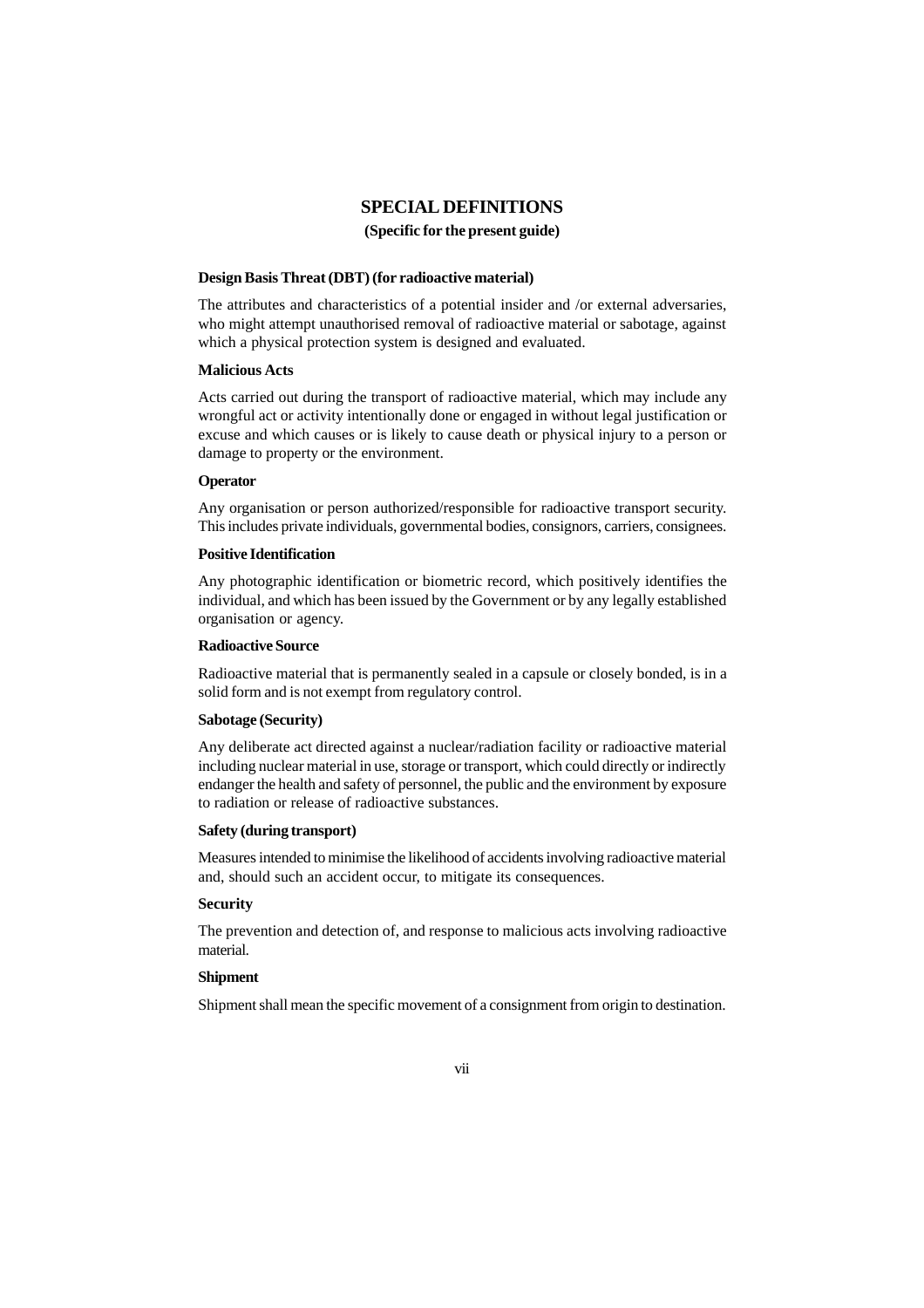# SPECIAL DEFINITIONS

**(Specific for the present guide)**

**Design Basis Threat (DBT) (for radioactive material)**

The attributes and characteristics of a potential insider and /or external adversaries, who might attempt unauthorised removal of radioactive material or sabotage, against which a physical protection system is designed and evaluated.

**Malicious Acts**

Acts carried out during the transport of radioactive material, which may include any wrongful act or activity intentionally done or engaged in without legal justification or excuse and which causes or is likely to cause death or physical injury to a person or damage to property or the environment.

**Operator**

Any organisation or person authorized/responsible for radioactive transport security. This includes private individuals, governmental bodies, consignors, carriers, consignees.

**Positive Identification**

Any photographic identification or biometric record, which positively identifies the individual, and which has been issued by the Government or by any legally established organisation or agency.

**Radioactive Source**

Radioactive material that is permanently sealed in a capsule or closely bonded, is in a solid form and is not exempt from regulatory control.

**Sabotage (Security)**

Any deliberate act directed against a nuclear/radiation facility or radioactive material including nuclear material in use, storage or transport, which could directly or indirectly endanger the health and safety of personnel, the public and the environment by exposure to radiation or release of radioactive substances.

**Safety (during transport)**

Measures intended to minimise the likelihood of accidents involving radioactive material and, should such an accident occur, to mitigate its consequences.

**Security**

The prevention and detection of, and response to malicious acts involving radioactive material.

**Shipment**

Shipment shall mean the specific movement of a consignment from origin to destination.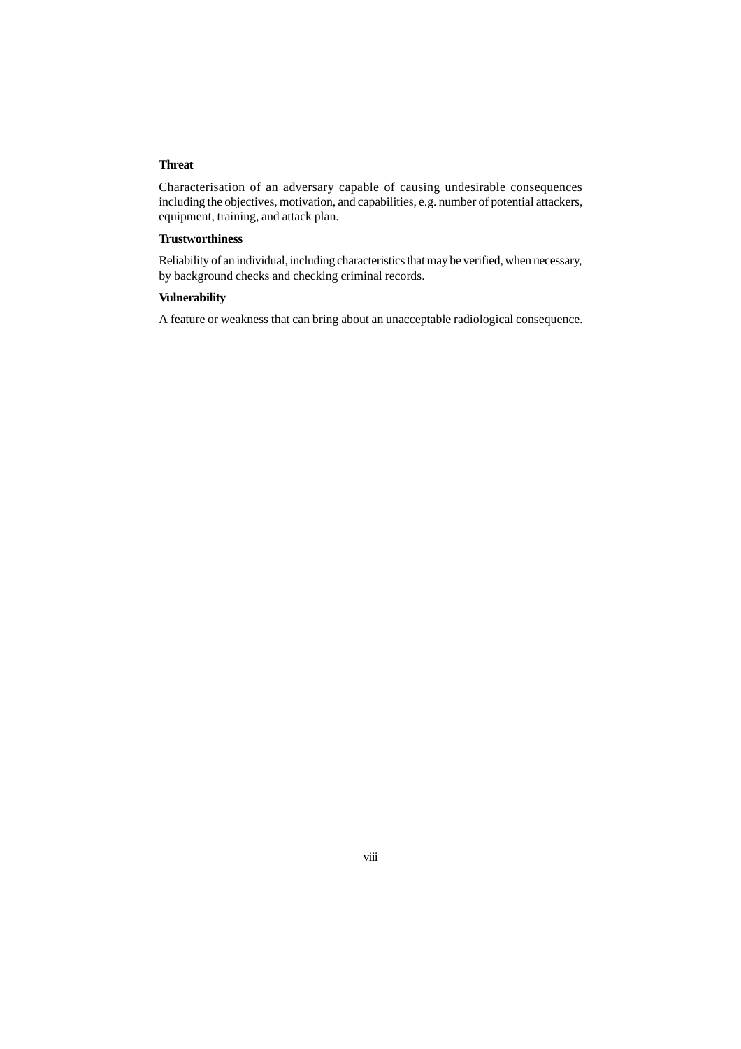**Threat**

Characterisation of an adversary capable of causing undesirable consequences including the objectives, motivation, and capabilities, e.g. number of potential attackers, equipment, training, and attack plan.

**Trustworthiness**

Reliability of an individual, including characteristics that may be verified, when necessary, by background checks and checking criminal records.

**Vulnerability**

A feature or weakness that can bring about an unacceptable radiological consequence.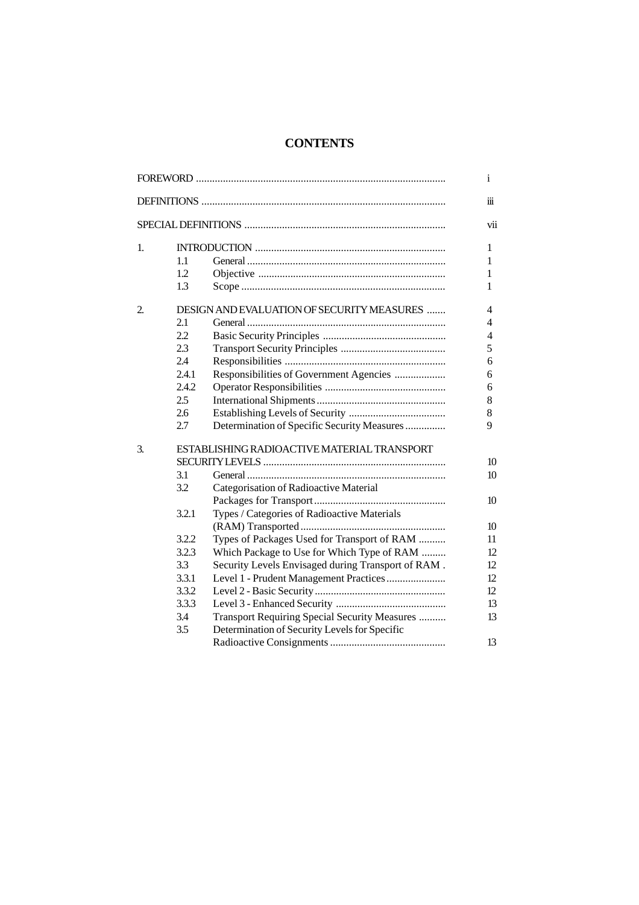# CONTENTS

| | | | |
|---|---|---|---|
| FOREWORD | | | i |
| DEFINITIONS | | | iii |
| SPECIAL DEFINITIONS | | | vii |
| 1. | INTRODUCTION | | 1 |
| | 1.1 | General | 1 |
| | 1.2 | Objective | 1 |
| | 1.3 | Scope | 1 |
| 2. | DESIGN AND EVALUATION OF SECURITY MEASURES | | 4 |
| | 2.1 | General | 4 |
| | 2.2 | Basic Security Principles | 4 |
| | 2.3 | Transport Security Principles | 5 |
| | 2.4 | Responsibilities | 6 |
| | 2.4.1 | Responsibilities of Government Agencies | 6 |
| | 2.4.2 | Operator Responsibilities | 6 |
| | 2.5 | International Shipments | 8 |
| | 2.6 | Establishing Levels of Security | 8 |
| | 2.7 | Determination of Specific Security Measures | 9 |
| 3. | ESTABLISHING RADIOACTIVE MATERIAL TRANSPORT SECURITY LEVELS | | 10 |
| | 3.1 | General | 10 |
| | 3.2 | Categorisation of Radioactive Material Packages for Transport | 10 |
| | 3.2.1 | Types / Categories of Radioactive Materials (RAM) Transported | 10 |
| | 3.2.2 | Types of Packages Used for Transport of RAM | 11 |
| | 3.2.3 | Which Package to Use for Which Type of RAM | 12 |
| | 3.3 | Security Levels Envisaged during Transport of RAM | 12 |
| | 3.3.1 | Level 1 - Prudent Management Practices | 12 |
| | 3.3.2 | Level 2 - Basic Security | 12 |
| | 3.3.3 | Level 3 - Enhanced Security | 13 |
| | 3.4 | Transport Requiring Special Security Measures | 13 |
| | 3.5 | Determination of Security Levels for Specific Radioactive Consignments | 13 |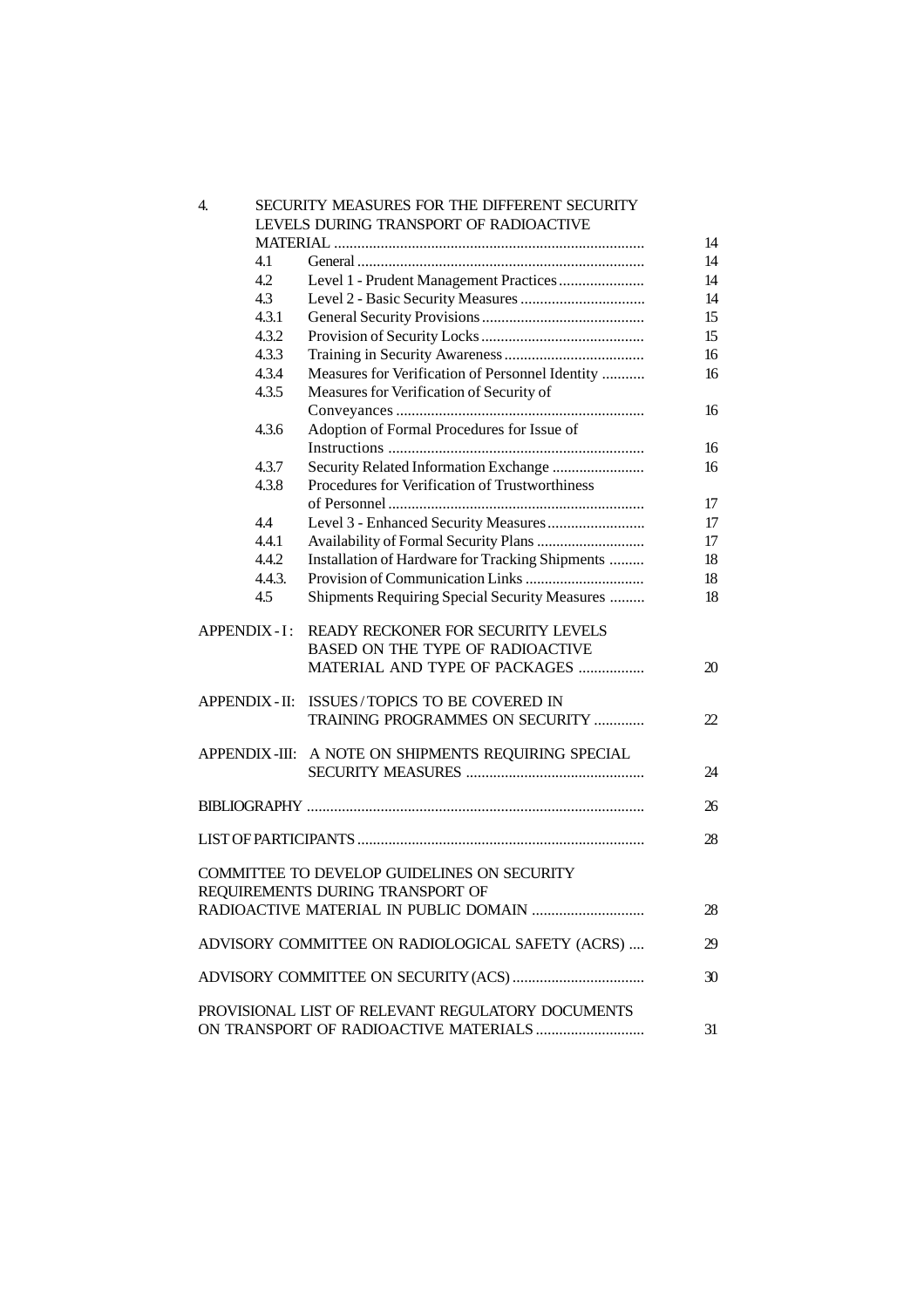| | | | |
|---|---|---|---|
| 4. | SECURITY MEASURES FOR THE DIFFERENT SECURITY LEVELS DURING TRANSPORT OF RADIOACTIVE MATERIAL | | 14 |
| | 4.1 | General | 14 |
| | 4.2 | Level 1 - Prudent Management Practices | 14 |
| | 4.3 | Level 2 - Basic Security Measures | 14 |
| | 4.3.1 | General Security Provisions | 15 |
| | 4.3.2 | Provision of Security Locks | 15 |
| | 4.3.3 | Training in Security Awareness | 16 |
| | 4.3.4 | Measures for Verification of Personnel Identity | 16 |
| | 4.3.5 | Measures for Verification of Security of Conveyances | 16 |
| | 4.3.6 | Adoption of Formal Procedures for Issue of Instructions | 16 |
| | 4.3.7 | Security Related Information Exchange | 16 |
| | 4.3.8 | Procedures for Verification of Trustworthiness of Personnel | 17 |
| | 4.4 | Level 3 - Enhanced Security Measures | 17 |
| | 4.4.1 | Availability of Formal Security Plans | 17 |
| | 4.4.2 | Installation of Hardware for Tracking Shipments | 18 |
| | 4.4.3. | Provision of Communication Links | 18 |
| | 4.5 | Shipments Requiring Special Security Measures | 18 |
| APPENDIX - I : | READY RECKONER FOR SECURITY LEVELS BASED ON THE TYPE OF RADIOACTIVE MATERIAL AND TYPE OF PACKAGES | | 20 |
| APPENDIX - II: | ISSUES / TOPICS TO BE COVERED IN TRAINING PROGRAMMES ON SECURITY | | 22 |
| APPENDIX -III: | A NOTE ON SHIPMENTS REQUIRING SPECIAL SECURITY MEASURES | | 24 |
| BIBLIOGRAPHY | | | 26 |
| LIST OF PARTICIPANTS | | | 28 |
| COMMITTEE TO DEVELOP GUIDELINES ON SECURITY REQUIREMENTS DURING TRANSPORT OF RADIOACTIVE MATERIAL IN PUBLIC DOMAIN | | | 28 |
| ADVISORY COMMITTEE ON RADIOLOGICAL SAFETY (ACRS) | | | 29 |
| ADVISORY COMMITTEE ON SECURITY (ACS) | | | 30 |
| PROVISIONAL LIST OF RELEVANT REGULATORY DOCUMENTS ON TRANSPORT OF RADIOACTIVE MATERIALS | | | 31 |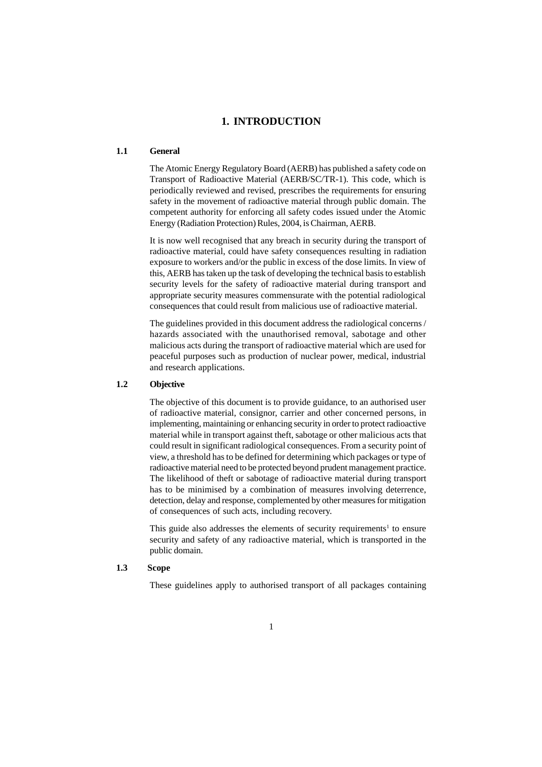# 1. INTRODUCTION

## 1.1 General

The Atomic Energy Regulatory Board (AERB) has published a safety code on Transport of Radioactive Material (AERB/SC/TR-1). This code, which is periodically reviewed and revised, prescribes the requirements for ensuring safety in the movement of radioactive material through public domain. The competent authority for enforcing all safety codes issued under the Atomic Energy (Radiation Protection) Rules, 2004, is Chairman, AERB.

It is now well recognised that any breach in security during the transport of radioactive material, could have safety consequences resulting in radiation exposure to workers and/or the public in excess of the dose limits. In view of this, AERB has taken up the task of developing the technical basis to establish security levels for the safety of radioactive material during transport and appropriate security measures commensurate with the potential radiological consequences that could result from malicious use of radioactive material.

The guidelines provided in this document address the radiological concerns / hazards associated with the unauthorised removal, sabotage and other malicious acts during the transport of radioactive material which are used for peaceful purposes such as production of nuclear power, medical, industrial and research applications.

## 1.2 Objective

The objective of this document is to provide guidance, to an authorised user of radioactive material, consignor, carrier and other concerned persons, in implementing, maintaining or enhancing security in order to protect radioactive material while in transport against theft, sabotage or other malicious acts that could result in significant radiological consequences. From a security point of view, a threshold has to be defined for determining which packages or type of radioactive material need to be protected beyond prudent management practice. The likelihood of theft or sabotage of radioactive material during transport has to be minimised by a combination of measures involving deterrence, detection, delay and response, complemented by other measures for mitigation of consequences of such acts, including recovery.

This guide also addresses the elements of security requirements[1] to ensure security and safety of any radioactive material, which is transported in the public domain.

## 1.3 Scope

These guidelines apply to authorised transport of all packages containing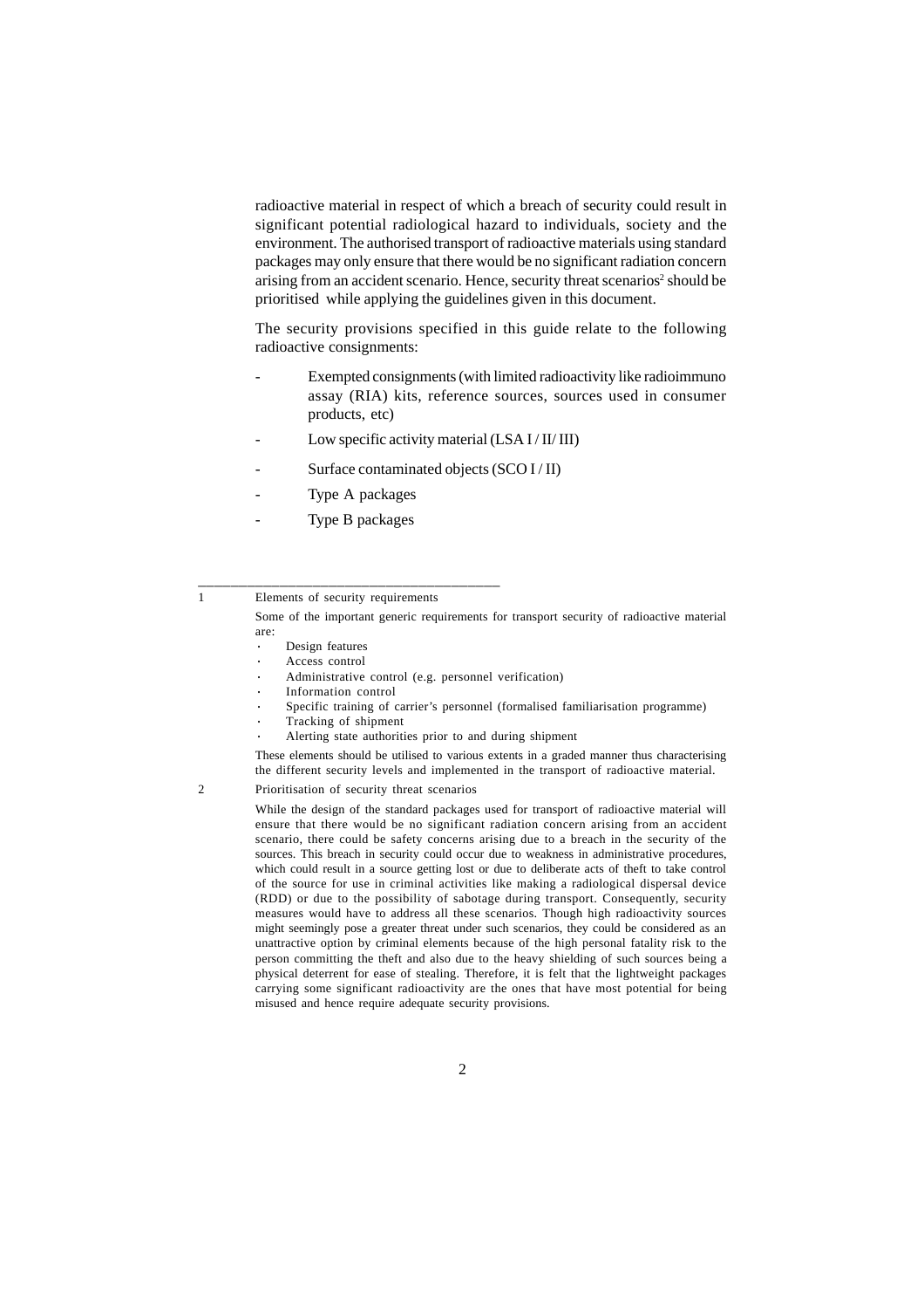radioactive material in respect of which a breach of security could result in significant potential radiological hazard to individuals, society and the environment. The authorised transport of radioactive materials using standard packages may only ensure that there would be no significant radiation concern arising from an accident scenario. Hence, security threat scenarios[2] should be prioritised while applying the guidelines given in this document.

The security provisions specified in this guide relate to the following radioactive consignments:

- Exempted consignments (with limited radioactivity like radioimmuno assay (RIA) kits, reference sources, sources used in consumer products, etc)
- Low specific activity material (LSA I / II/ III)
- Surface contaminated objects (SCO I / II)
- Type A packages
- Type B packages

---

1 Elements of security requirements

Some of the important generic requirements for transport security of radioactive material are:

- Design features
- Access control
- Administrative control (e.g. personnel verification)
- Information control
- Specific training of carrier's personnel (formalised familiarisation programme)
- Tracking of shipment
- Alerting state authorities prior to and during shipment

These elements should be utilised to various extents in a graded manner thus characterising the different security levels and implemented in the transport of radioactive material.

2 Prioritisation of security threat scenarios

While the design of the standard packages used for transport of radioactive material will ensure that there would be no significant radiation concern arising from an accident scenario, there could be safety concerns arising due to a breach in the security of the sources. This breach in security could occur due to weakness in administrative procedures, which could result in a source getting lost or due to deliberate acts of theft to take control of the source for use in criminal activities like making a radiological dispersal device (RDD) or due to the possibility of sabotage during transport. Consequently, security measures would have to address all these scenarios. Though high radioactivity sources might seemingly pose a greater threat under such scenarios, they could be considered as an unattractive option by criminal elements because of the high personal fatality risk to the person committing the theft and also due to the heavy shielding of such sources being a physical deterrent for ease of stealing. Therefore, it is felt that the lightweight packages carrying some significant radioactivity are the ones that have most potential for being misused and hence require adequate security provisions.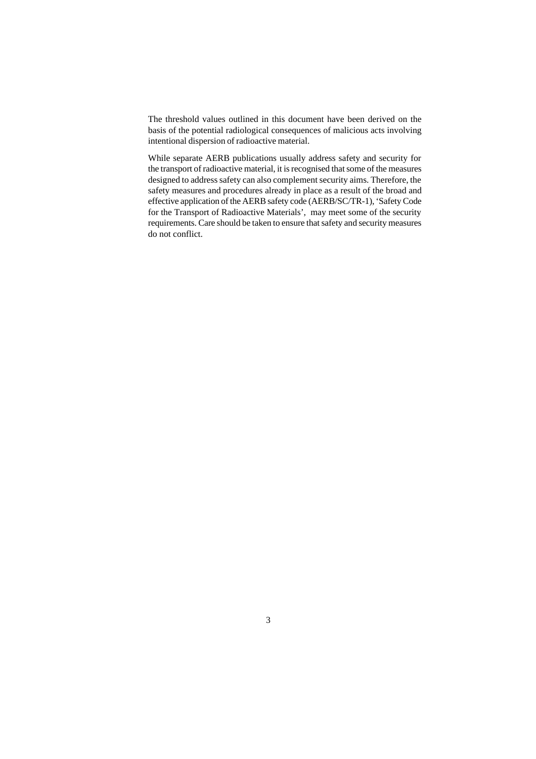The threshold values outlined in this document have been derived on the basis of the potential radiological consequences of malicious acts involving intentional dispersion of radioactive material.

While separate AERB publications usually address safety and security for the transport of radioactive material, it is recognised that some of the measures designed to address safety can also complement security aims. Therefore, the safety measures and procedures already in place as a result of the broad and effective application of the AERB safety code (AERB/SC/TR-1), 'Safety Code for the Transport of Radioactive Materials', may meet some of the security requirements. Care should be taken to ensure that safety and security measures do not conflict.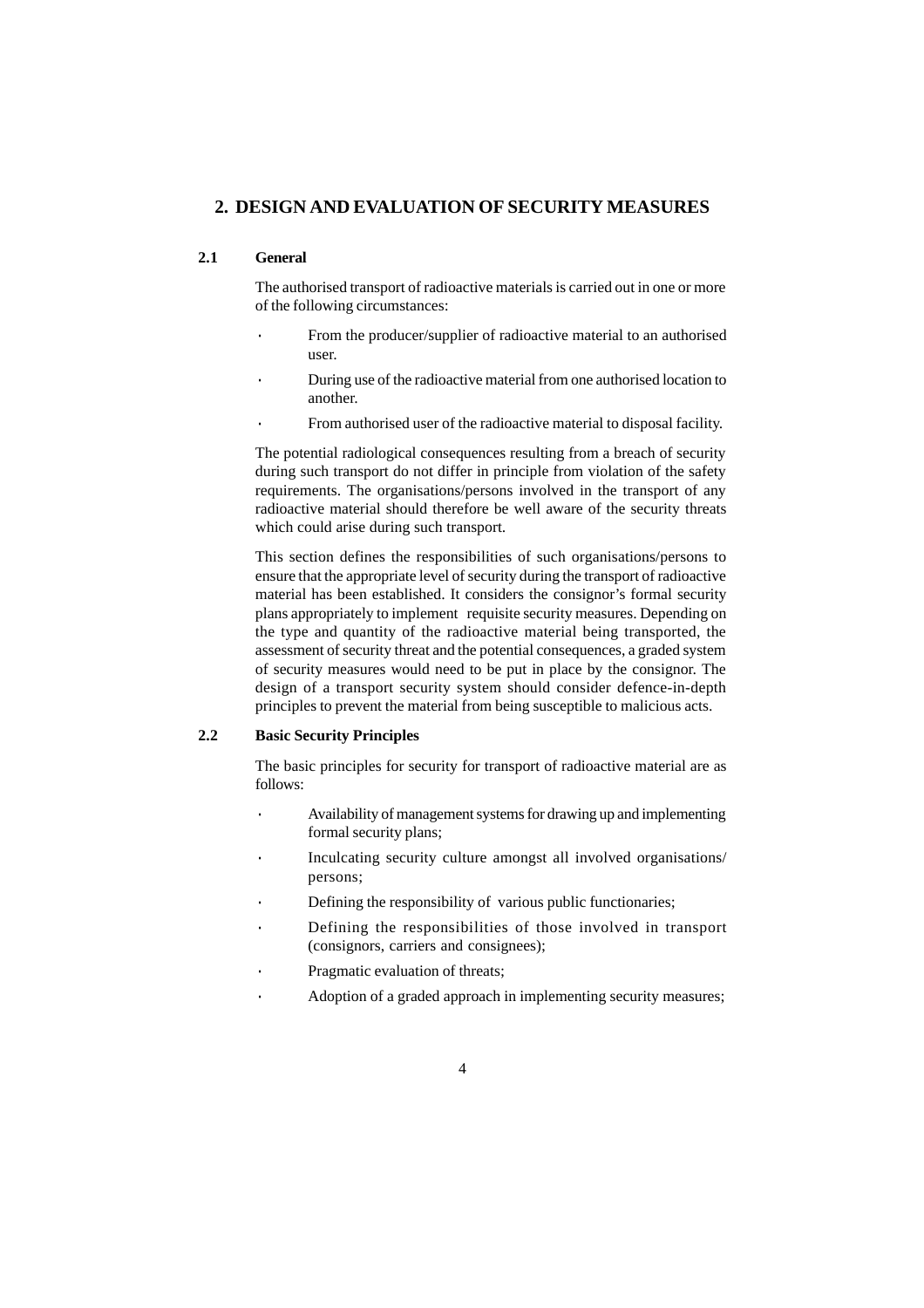## 2. DESIGN AND EVALUATION OF SECURITY MEASURES

### 2.1 General

The authorised transport of radioactive materials is carried out in one or more of the following circumstances:

- From the producer/supplier of radioactive material to an authorised user.
- During use of the radioactive material from one authorised location to another.
- From authorised user of the radioactive material to disposal facility.

The potential radiological consequences resulting from a breach of security during such transport do not differ in principle from violation of the safety requirements. The organisations/persons involved in the transport of any radioactive material should therefore be well aware of the security threats which could arise during such transport.

This section defines the responsibilities of such organisations/persons to ensure that the appropriate level of security during the transport of radioactive material has been established. It considers the consignor's formal security plans appropriately to implement requisite security measures. Depending on the type and quantity of the radioactive material being transported, the assessment of security threat and the potential consequences, a graded system of security measures would need to be put in place by the consignor. The design of a transport security system should consider defence-in-depth principles to prevent the material from being susceptible to malicious acts.

### 2.2 Basic Security Principles

The basic principles for security for transport of radioactive material are as follows:

- Availability of management systems for drawing up and implementing formal security plans;
- Inculcating security culture amongst all involved organisations/ persons;
- Defining the responsibility of various public functionaries;
- Defining the responsibilities of those involved in transport (consignors, carriers and consignees);
- Pragmatic evaluation of threats;
- Adoption of a graded approach in implementing security measures;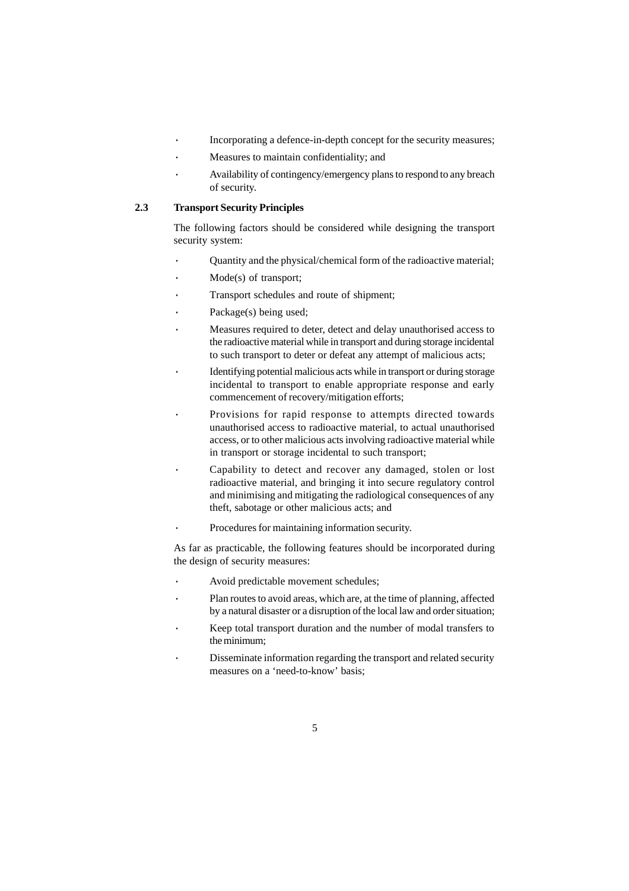- Incorporating a defence-in-depth concept for the security measures;
- Measures to maintain confidentiality; and
- Availability of contingency/emergency plans to respond to any breach of security.

## 2.3 Transport Security Principles

The following factors should be considered while designing the transport security system:

- Quantity and the physical/chemical form of the radioactive material;
- Mode(s) of transport;
- Transport schedules and route of shipment;
- Package(s) being used;
- Measures required to deter, detect and delay unauthorised access to the radioactive material while in transport and during storage incidental to such transport to deter or defeat any attempt of malicious acts;
- Identifying potential malicious acts while in transport or during storage incidental to transport to enable appropriate response and early commencement of recovery/mitigation efforts;
- Provisions for rapid response to attempts directed towards unauthorised access to radioactive material, to actual unauthorised access, or to other malicious acts involving radioactive material while in transport or storage incidental to such transport;
- Capability to detect and recover any damaged, stolen or lost radioactive material, and bringing it into secure regulatory control and minimising and mitigating the radiological consequences of any theft, sabotage or other malicious acts; and
- Procedures for maintaining information security.

As far as practicable, the following features should be incorporated during the design of security measures:

- Avoid predictable movement schedules;
- Plan routes to avoid areas, which are, at the time of planning, affected by a natural disaster or a disruption of the local law and order situation;
- Keep total transport duration and the number of modal transfers to the minimum;
- Disseminate information regarding the transport and related security measures on a 'need-to-know' basis;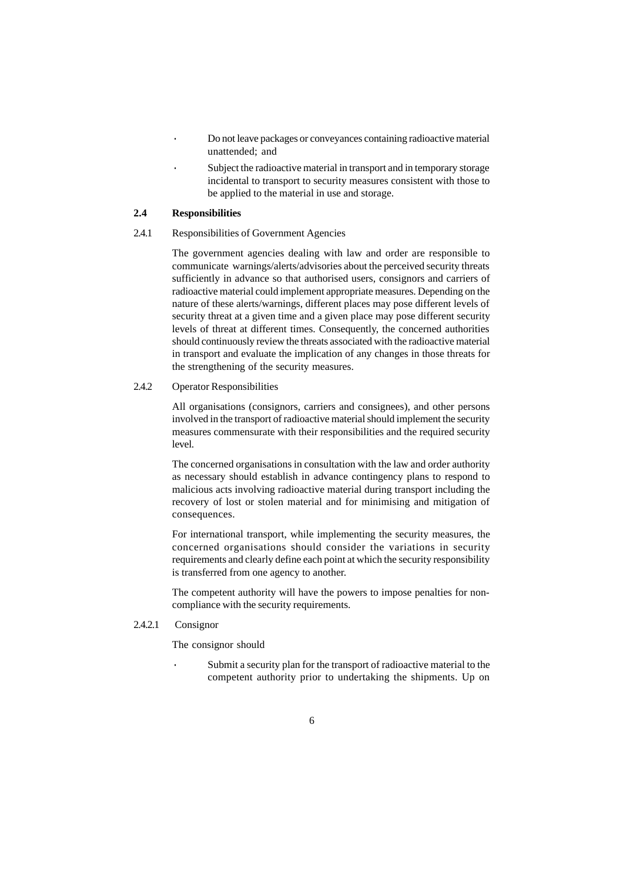- Do not leave packages or conveyances containing radioactive material unattended; and
- Subject the radioactive material in transport and in temporary storage incidental to transport to security measures consistent with those to be applied to the material in use and storage.

## 2.4 Responsibilities

### 2.4.1 Responsibilities of Government Agencies

The government agencies dealing with law and order are responsible to communicate warnings/alerts/advisories about the perceived security threats sufficiently in advance so that authorised users, consignors and carriers of radioactive material could implement appropriate measures. Depending on the nature of these alerts/warnings, different places may pose different levels of security threat at a given time and a given place may pose different security levels of threat at different times. Consequently, the concerned authorities should continuously review the threats associated with the radioactive material in transport and evaluate the implication of any changes in those threats for the strengthening of the security measures.

### 2.4.2 Operator Responsibilities

All organisations (consignors, carriers and consignees), and other persons involved in the transport of radioactive material should implement the security measures commensurate with their responsibilities and the required security level.

The concerned organisations in consultation with the law and order authority as necessary should establish in advance contingency plans to respond to malicious acts involving radioactive material during transport including the recovery of lost or stolen material and for minimising and mitigation of consequences.

For international transport, while implementing the security measures, the concerned organisations should consider the variations in security requirements and clearly define each point at which the security responsibility is transferred from one agency to another.

The competent authority will have the powers to impose penalties for non-compliance with the security requirements.

#### 2.4.2.1 Consignor

The consignor should

- Submit a security plan for the transport of radioactive material to the competent authority prior to undertaking the shipments. Up on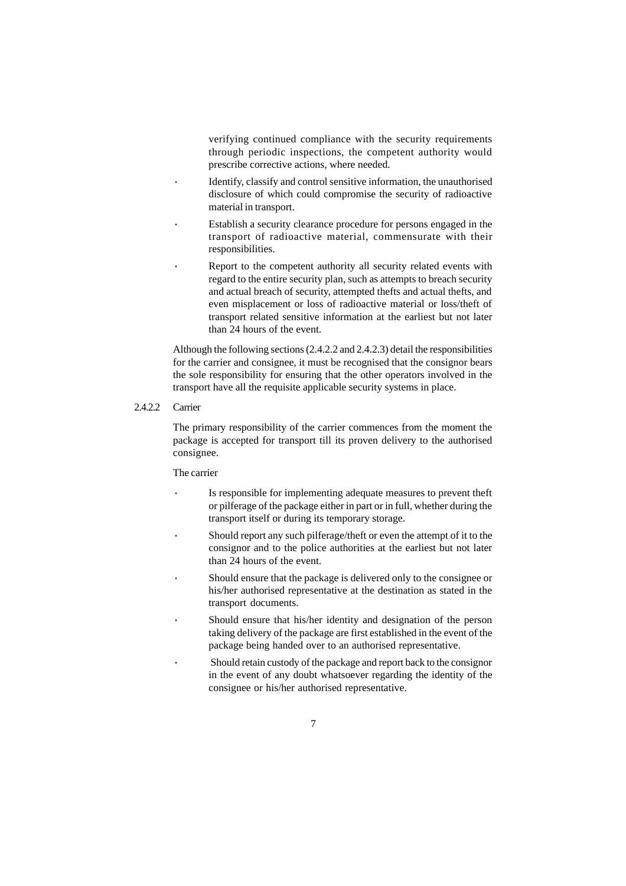verifying continued compliance with the security requirements through periodic inspections, the competent authority would prescribe corrective actions, where needed.

- Identify, classify and control sensitive information, the unauthorised disclosure of which could compromise the security of radioactive material in transport.
- Establish a security clearance procedure for persons engaged in the transport of radioactive material, commensurate with their responsibilities.
- Report to the competent authority all security related events with regard to the entire security plan, such as attempts to breach security and actual breach of security, attempted thefts and actual thefts, and even misplacement or loss of radioactive material or loss/theft of transport related sensitive information at the earliest but not later than 24 hours of the event.

Although the following sections (2.4.2.2 and 2.4.2.3) detail the responsibilities for the carrier and consignee, it must be recognised that the consignor bears the sole responsibility for ensuring that the other operators involved in the transport have all the requisite applicable security systems in place.

#### 2.4.2.2 Carrier

The primary responsibility of the carrier commences from the moment the package is accepted for transport till its proven delivery to the authorised consignee.

The carrier

- Is responsible for implementing adequate measures to prevent theft or pilferage of the package either in part or in full, whether during the transport itself or during its temporary storage.
- Should report any such pilferage/theft or even the attempt of it to the consignor and to the police authorities at the earliest but not later than 24 hours of the event.
- Should ensure that the package is delivered only to the consignee or his/her authorised representative at the destination as stated in the transport documents.
- Should ensure that his/her identity and designation of the person taking delivery of the package are first established in the event of the package being handed over to an authorised representative.
- Should retain custody of the package and report back to the consignor in the event of any doubt whatsoever regarding the identity of the consignee or his/her authorised representative.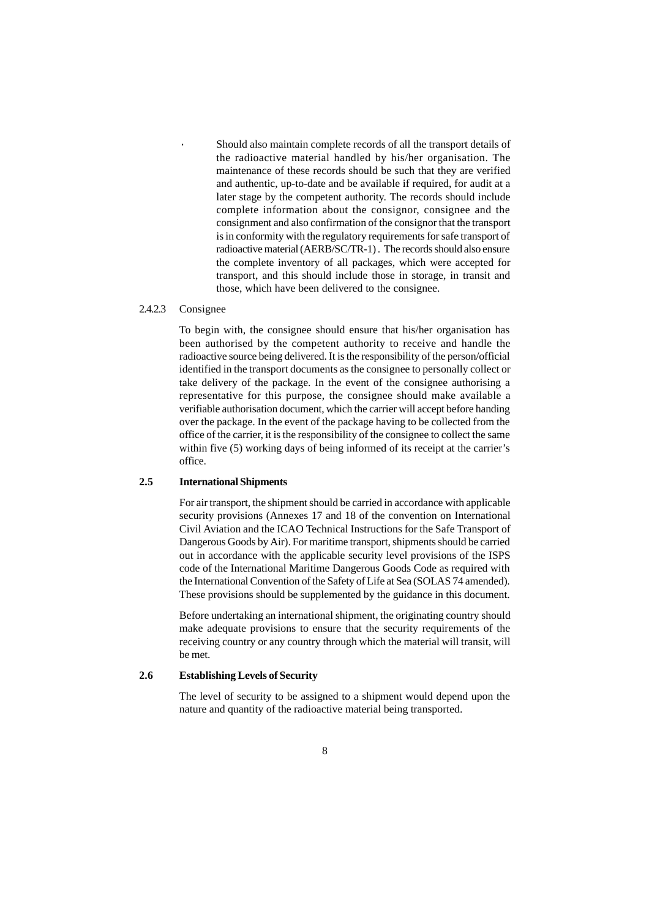- Should also maintain complete records of all the transport details of the radioactive material handled by his/her organisation. The maintenance of these records should be such that they are verified and authentic, up-to-date and be available if required, for audit at a later stage by the competent authority. The records should include complete information about the consignor, consignee and the consignment and also confirmation of the consignor that the transport is in conformity with the regulatory requirements for safe transport of radioactive material (AERB/SC/TR-1). The records should also ensure the complete inventory of all packages, which were accepted for transport, and this should include those in storage, in transit and those, which have been delivered to the consignee.

2.4.2.3 Consignee

To begin with, the consignee should ensure that his/her organisation has been authorised by the competent authority to receive and handle the radioactive source being delivered. It is the responsibility of the person/official identified in the transport documents as the consignee to personally collect or take delivery of the package. In the event of the consignee authorising a representative for this purpose, the consignee should make available a verifiable authorisation document, which the carrier will accept before handing over the package. In the event of the package having to be collected from the office of the carrier, it is the responsibility of the consignee to collect the same within five (5) working days of being informed of its receipt at the carrier's office.

### 2.5 International Shipments

For air transport, the shipment should be carried in accordance with applicable security provisions (Annexes 17 and 18 of the convention on International Civil Aviation and the ICAO Technical Instructions for the Safe Transport of Dangerous Goods by Air). For maritime transport, shipments should be carried out in accordance with the applicable security level provisions of the ISPS code of the International Maritime Dangerous Goods Code as required with the International Convention of the Safety of Life at Sea (SOLAS 74 amended). These provisions should be supplemented by the guidance in this document.

Before undertaking an international shipment, the originating country should make adequate provisions to ensure that the security requirements of the receiving country or any country through which the material will transit, will be met.

### 2.6 Establishing Levels of Security

The level of security to be assigned to a shipment would depend upon the nature and quantity of the radioactive material being transported.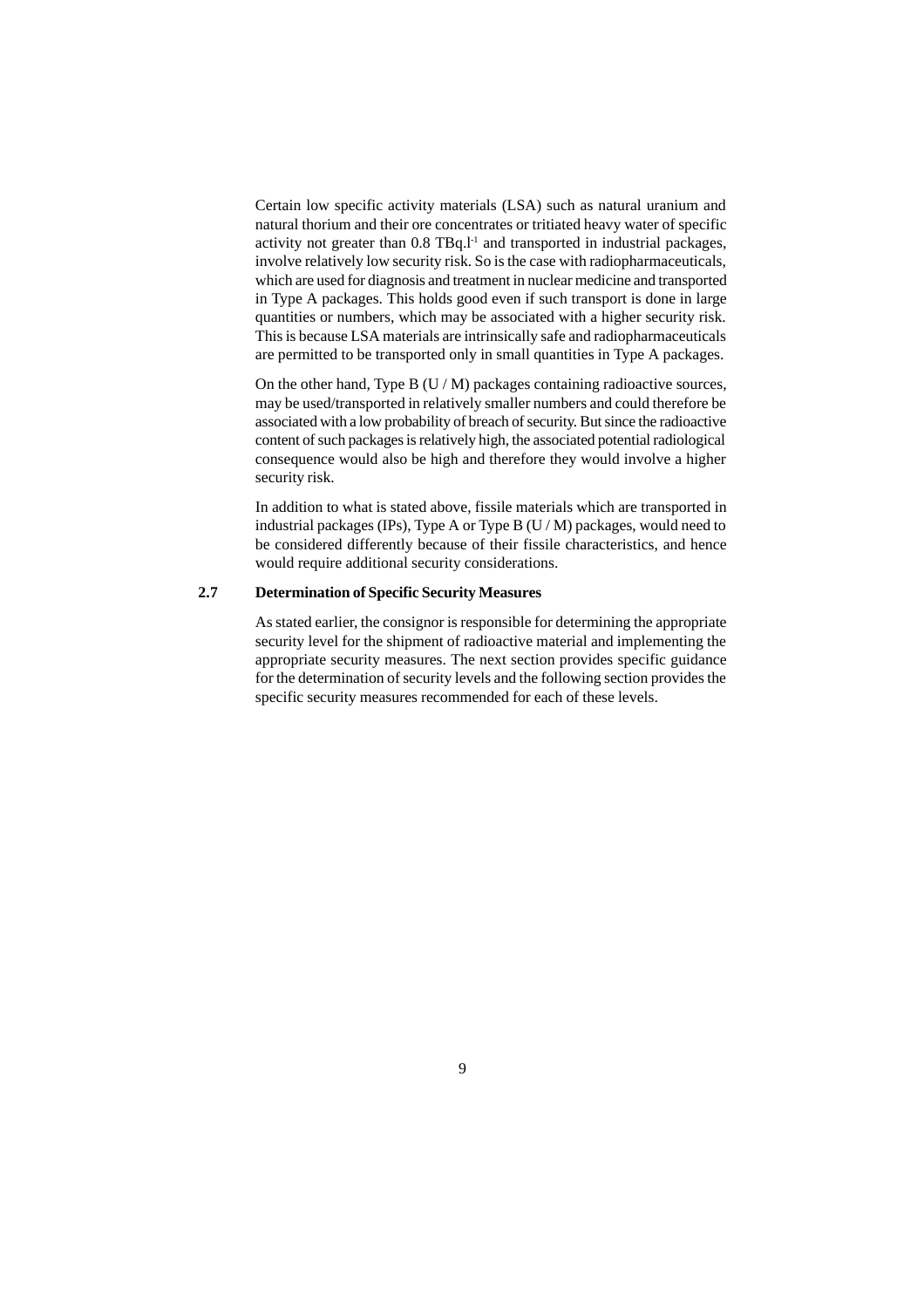Certain low specific activity materials (LSA) such as natural uranium and natural thorium and their ore concentrates or tritiated heavy water of specific activity not greater than 0.8 $TBq.l^{-1}$ and transported in industrial packages, involve relatively low security risk. So is the case with radiopharmaceuticals, which are used for diagnosis and treatment in nuclear medicine and transported in Type A packages. This holds good even if such transport is done in large quantities or numbers, which may be associated with a higher security risk. This is because LSA materials are intrinsically safe and radiopharmaceuticals are permitted to be transported only in small quantities in Type A packages.

On the other hand, Type B (U / M) packages containing radioactive sources, may be used/transported in relatively smaller numbers and could therefore be associated with a low probability of breach of security. But since the radioactive content of such packages is relatively high, the associated potential radiological consequence would also be high and therefore they would involve a higher security risk.

In addition to what is stated above, fissile materials which are transported in industrial packages (IPs), Type A or Type B (U / M) packages, would need to be considered differently because of their fissile characteristics, and hence would require additional security considerations.

## 2.7 Determination of Specific Security Measures

As stated earlier, the consignor is responsible for determining the appropriate security level for the shipment of radioactive material and implementing the appropriate security measures. The next section provides specific guidance for the determination of security levels and the following section provides the specific security measures recommended for each of these levels.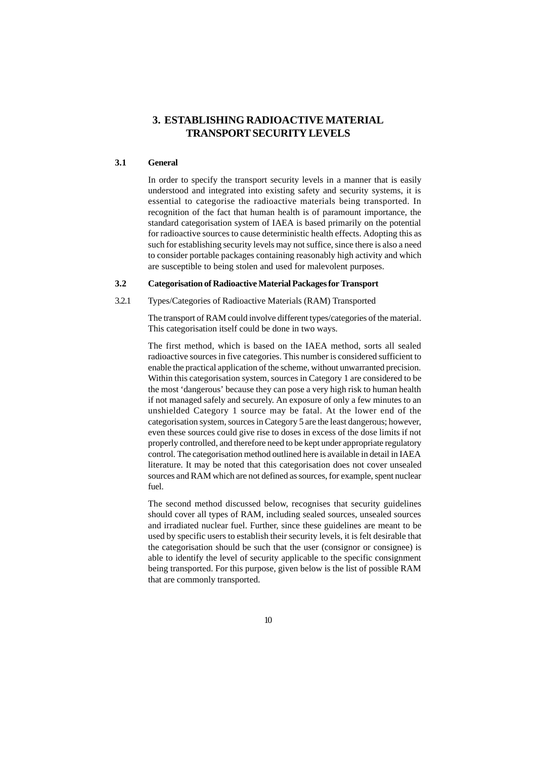# 3. ESTABLISHING RADIOACTIVE MATERIAL TRANSPORT SECURITY LEVELS

## 3.1 General

In order to specify the transport security levels in a manner that is easily understood and integrated into existing safety and security systems, it is essential to categorise the radioactive materials being transported. In recognition of the fact that human health is of paramount importance, the standard categorisation system of IAEA is based primarily on the potential for radioactive sources to cause deterministic health effects. Adopting this as such for establishing security levels may not suffice, since there is also a need to consider portable packages containing reasonably high activity and which are susceptible to being stolen and used for malevolent purposes.

## 3.2 Categorisation of Radioactive Material Packages for Transport

### 3.2.1 Types/Categories of Radioactive Materials (RAM) Transported

The transport of RAM could involve different types/categories of the material. This categorisation itself could be done in two ways.

The first method, which is based on the IAEA method, sorts all sealed radioactive sources in five categories. This number is considered sufficient to enable the practical application of the scheme, without unwarranted precision. Within this categorisation system, sources in Category 1 are considered to be the most 'dangerous' because they can pose a very high risk to human health if not managed safely and securely. An exposure of only a few minutes to an unshielded Category 1 source may be fatal. At the lower end of the categorisation system, sources in Category 5 are the least dangerous; however, even these sources could give rise to doses in excess of the dose limits if not properly controlled, and therefore need to be kept under appropriate regulatory control. The categorisation method outlined here is available in detail in IAEA literature. It may be noted that this categorisation does not cover unsealed sources and RAM which are not defined as sources, for example, spent nuclear fuel.

The second method discussed below, recognises that security guidelines should cover all types of RAM, including sealed sources, unsealed sources and irradiated nuclear fuel. Further, since these guidelines are meant to be used by specific users to establish their security levels, it is felt desirable that the categorisation should be such that the user (consignor or consignee) is able to identify the level of security applicable to the specific consignment being transported. For this purpose, given below is the list of possible RAM that are commonly transported.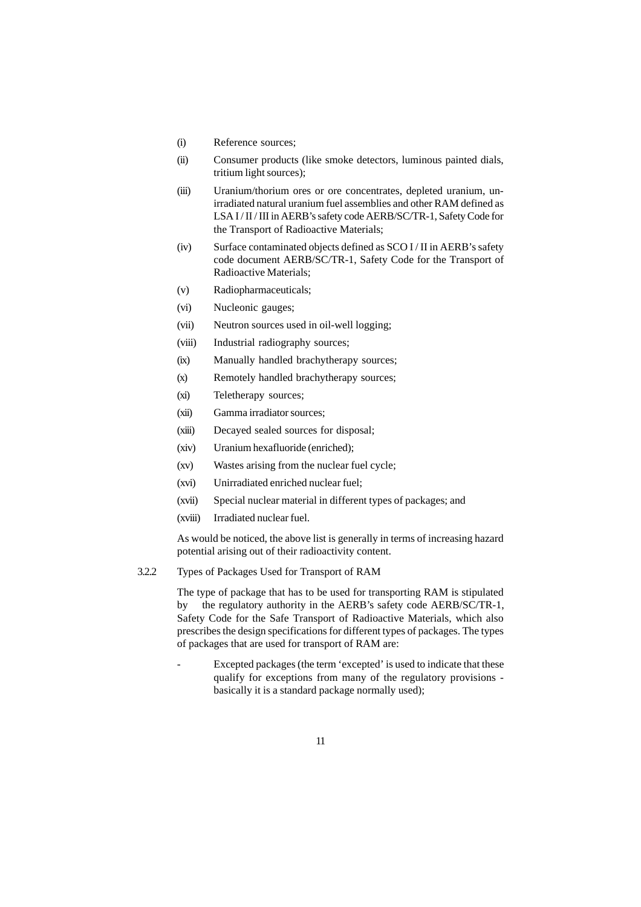(i) Reference sources;

(ii) Consumer products (like smoke detectors, luminous painted dials, tritium light sources);

(iii) Uranium/thorium ores or ore concentrates, depleted uranium, un-irradiated natural uranium fuel assemblies and other RAM defined as LSA I / II / III in AERB's safety code AERB/SC/TR-1, Safety Code for the Transport of Radioactive Materials;

(iv) Surface contaminated objects defined as SCO I / II in AERB's safety code document AERB/SC/TR-1, Safety Code for the Transport of Radioactive Materials;

(v) Radiopharmaceuticals;

(vi) Nucleonic gauges;

(vii) Neutron sources used in oil-well logging;

(viii) Industrial radiography sources;

(ix) Manually handled brachytherapy sources;

(x) Remotely handled brachytherapy sources;

(xi) Teletherapy sources;

(xii) Gamma irradiator sources;

(xiii) Decayed sealed sources for disposal;

(xiv) Uranium hexafluoride (enriched);

(xv) Wastes arising from the nuclear fuel cycle;

(xvi) Unirradiated enriched nuclear fuel;

(xvii) Special nuclear material in different types of packages; and

(xviii) Irradiated nuclear fuel.

As would be noticed, the above list is generally in terms of increasing hazard potential arising out of their radioactivity content.

3.2.2 Types of Packages Used for Transport of RAM

The type of package that has to be used for transporting RAM is stipulated by the regulatory authority in the AERB's safety code AERB/SC/TR-1, Safety Code for the Safe Transport of Radioactive Materials, which also prescribes the design specifications for different types of packages. The types of packages that are used for transport of RAM are:

- Excepted packages (the term 'excepted' is used to indicate that these qualify for exceptions from many of the regulatory provisions - basically it is a standard package normally used);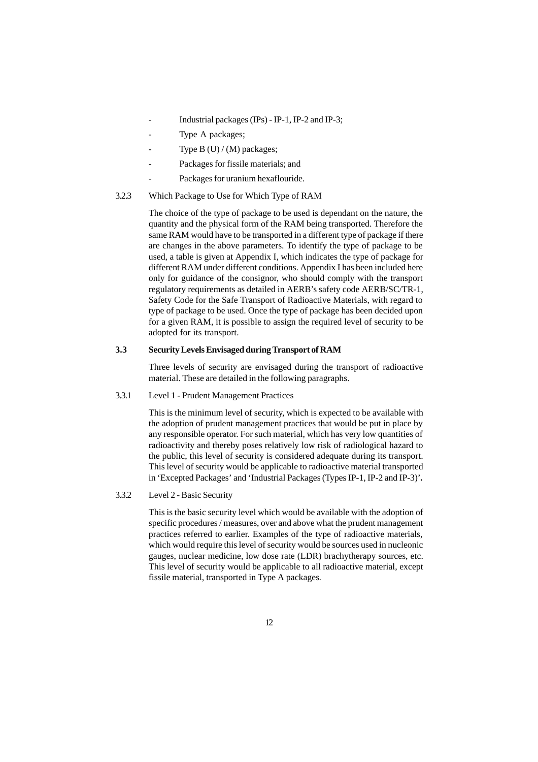- Industrial packages (IPs) - IP-1, IP-2 and IP-3;
- Type A packages;
- Type B (U) / (M) packages;
- Packages for fissile materials; and
- Packages for uranium hexaflouride.

3.2.3 Which Package to Use for Which Type of RAM

The choice of the type of package to be used is dependant on the nature, the quantity and the physical form of the RAM being transported. Therefore the same RAM would have to be transported in a different type of package if there are changes in the above parameters. To identify the type of package to be used, a table is given at Appendix I, which indicates the type of package for different RAM under different conditions. Appendix I has been included here only for guidance of the consignor, who should comply with the transport regulatory requirements as detailed in AERB's safety code AERB/SC/TR-1, Safety Code for the Safe Transport of Radioactive Materials, with regard to type of package to be used. Once the type of package has been decided upon for a given RAM, it is possible to assign the required level of security to be adopted for its transport.

**3.3 Security Levels Envisaged during Transport of RAM**

Three levels of security are envisaged during the transport of radioactive material. These are detailed in the following paragraphs.

3.3.1 Level 1 - Prudent Management Practices

This is the minimum level of security, which is expected to be available with the adoption of prudent management practices that would be put in place by any responsible operator. For such material, which has very low quantities of radioactivity and thereby poses relatively low risk of radiological hazard to the public, this level of security is considered adequate during its transport. This level of security would be applicable to radioactive material transported in 'Excepted Packages' and 'Industrial Packages (Types IP-1, IP-2 and IP-3)'**.**

3.3.2 Level 2 - Basic Security

This is the basic security level which would be available with the adoption of specific procedures / measures, over and above what the prudent management practices referred to earlier. Examples of the type of radioactive materials, which would require this level of security would be sources used in nucleonic gauges, nuclear medicine, low dose rate (LDR) brachytherapy sources, etc. This level of security would be applicable to all radioactive material, except fissile material, transported in Type A packages.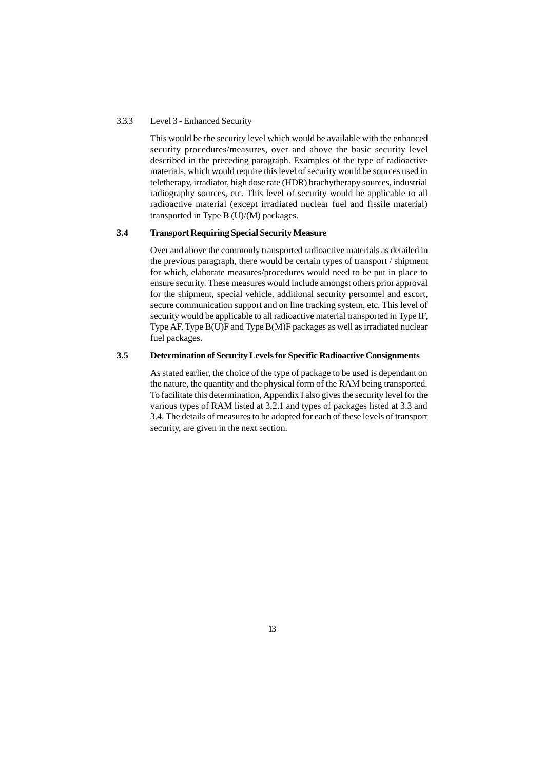3.3.3 Level 3 - Enhanced Security

This would be the security level which would be available with the enhanced security procedures/measures, over and above the basic security level described in the preceding paragraph. Examples of the type of radioactive materials, which would require this level of security would be sources used in teletherapy, irradiator, high dose rate (HDR) brachytherapy sources, industrial radiography sources, etc. This level of security would be applicable to all radioactive material (except irradiated nuclear fuel and fissile material) transported in Type B (U)/(M) packages.

### 3.4 Transport Requiring Special Security Measure

Over and above the commonly transported radioactive materials as detailed in the previous paragraph, there would be certain types of transport / shipment for which, elaborate measures/procedures would need to be put in place to ensure security. These measures would include amongst others prior approval for the shipment, special vehicle, additional security personnel and escort, secure communication support and on line tracking system, etc. This level of security would be applicable to all radioactive material transported in Type IF, Type AF, Type B(U)F and Type B(M)F packages as well as irradiated nuclear fuel packages.

### 3.5 Determination of Security Levels for Specific Radioactive Consignments

As stated earlier, the choice of the type of package to be used is dependant on the nature, the quantity and the physical form of the RAM being transported. To facilitate this determination, Appendix I also gives the security level for the various types of RAM listed at 3.2.1 and types of packages listed at 3.3 and 3.4. The details of measures to be adopted for each of these levels of transport security, are given in the next section.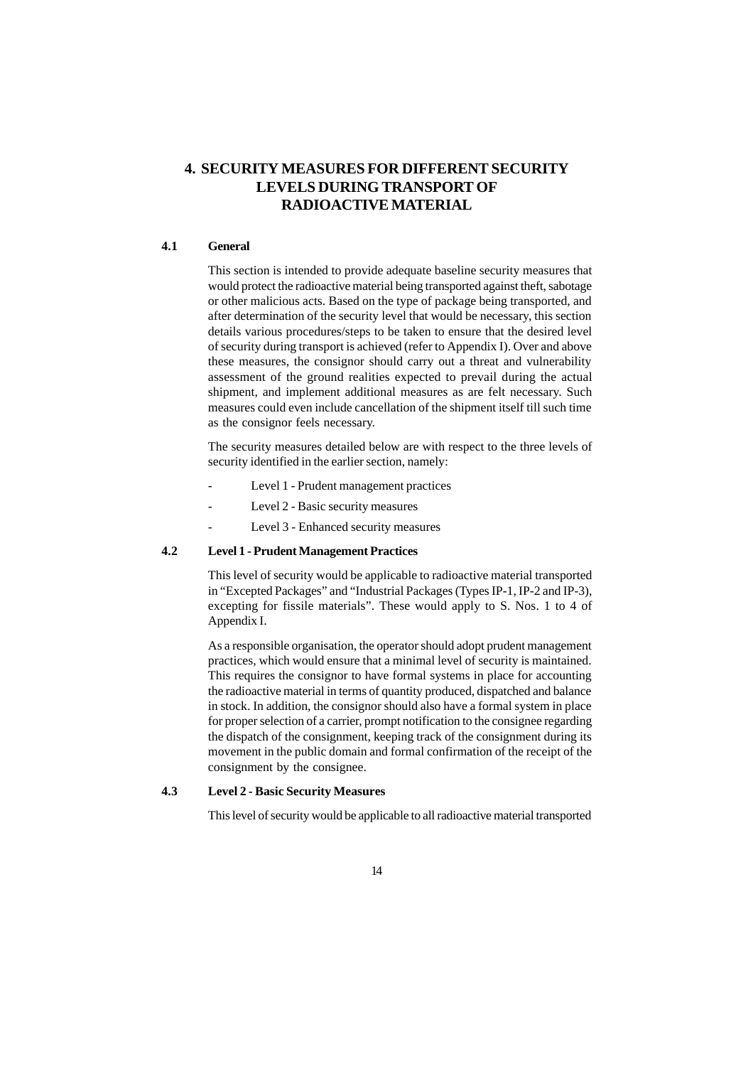# 4. SECURITY MEASURES FOR DIFFERENT SECURITY LEVELS DURING TRANSPORT OF RADIOACTIVE MATERIAL

## 4.1 General

This section is intended to provide adequate baseline security measures that would protect the radioactive material being transported against theft, sabotage or other malicious acts. Based on the type of package being transported, and after determination of the security level that would be necessary, this section details various procedures/steps to be taken to ensure that the desired level of security during transport is achieved (refer to Appendix I). Over and above these measures, the consignor should carry out a threat and vulnerability assessment of the ground realities expected to prevail during the actual shipment, and implement additional measures as are felt necessary. Such measures could even include cancellation of the shipment itself till such time as the consignor feels necessary.

The security measures detailed below are with respect to the three levels of security identified in the earlier section, namely:

- Level 1 - Prudent management practices
- Level 2 - Basic security measures
- Level 3 - Enhanced security measures

## 4.2 Level 1 - Prudent Management Practices

This level of security would be applicable to radioactive material transported in "Excepted Packages" and "Industrial Packages (Types IP-1, IP-2 and IP-3), excepting for fissile materials". These would apply to S. Nos. 1 to 4 of Appendix I.

As a responsible organisation, the operator should adopt prudent management practices, which would ensure that a minimal level of security is maintained. This requires the consignor to have formal systems in place for accounting the radioactive material in terms of quantity produced, dispatched and balance in stock. In addition, the consignor should also have a formal system in place for proper selection of a carrier, prompt notification to the consignee regarding the dispatch of the consignment, keeping track of the consignment during its movement in the public domain and formal confirmation of the receipt of the consignment by the consignee.

## 4.3 Level 2 - Basic Security Measures

This level of security would be applicable to all radioactive material transported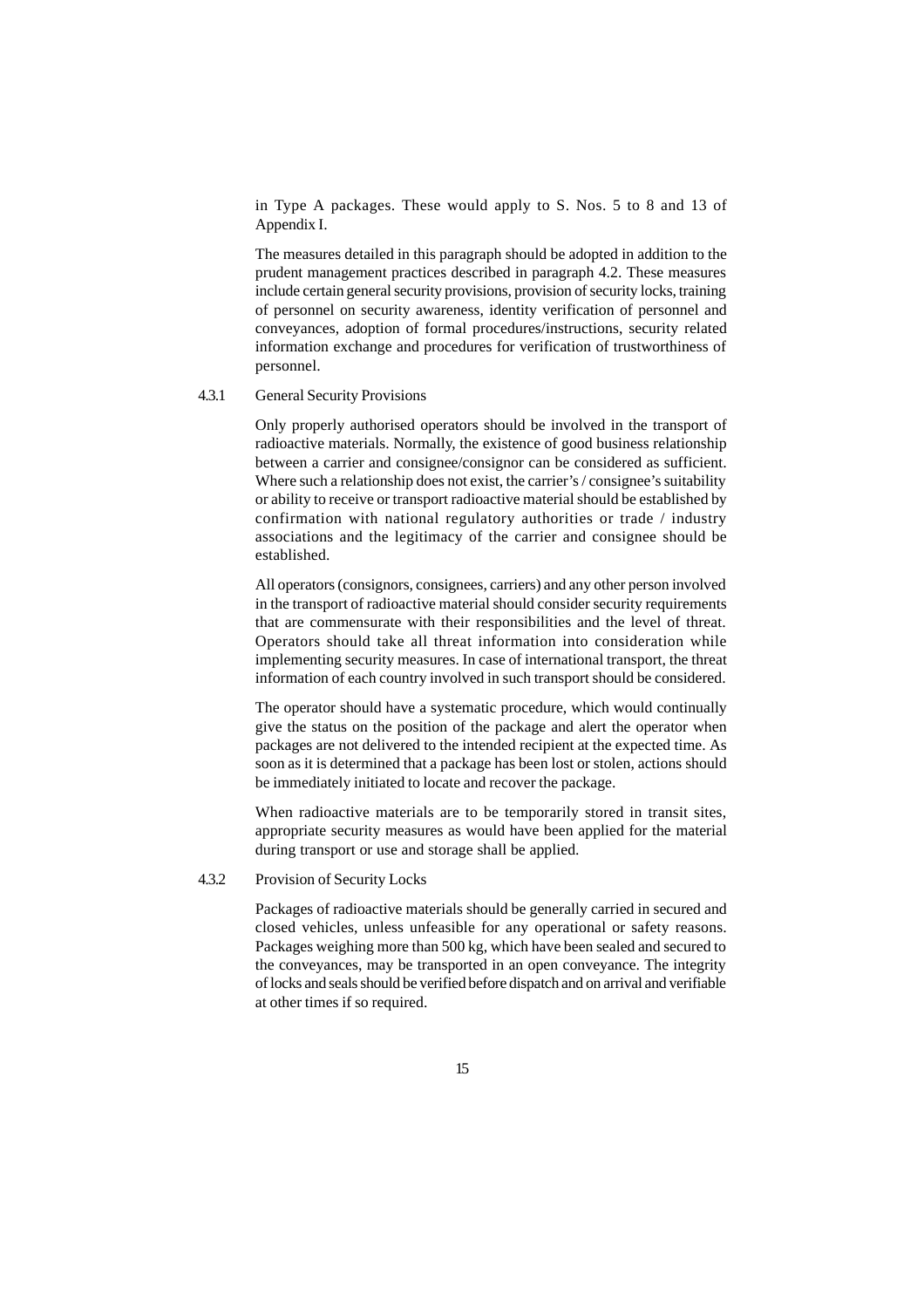in Type A packages. These would apply to S. Nos. 5 to 8 and 13 of Appendix I.

The measures detailed in this paragraph should be adopted in addition to the prudent management practices described in paragraph 4.2. These measures include certain general security provisions, provision of security locks, training of personnel on security awareness, identity verification of personnel and conveyances, adoption of formal procedures/instructions, security related information exchange and procedures for verification of trustworthiness of personnel.

#### 4.3.1 General Security Provisions

Only properly authorised operators should be involved in the transport of radioactive materials. Normally, the existence of good business relationship between a carrier and consignee/consignor can be considered as sufficient. Where such a relationship does not exist, the carrier's / consignee's suitability or ability to receive or transport radioactive material should be established by confirmation with national regulatory authorities or trade / industry associations and the legitimacy of the carrier and consignee should be established.

All operators (consignors, consignees, carriers) and any other person involved in the transport of radioactive material should consider security requirements that are commensurate with their responsibilities and the level of threat. Operators should take all threat information into consideration while implementing security measures. In case of international transport, the threat information of each country involved in such transport should be considered.

The operator should have a systematic procedure, which would continually give the status on the position of the package and alert the operator when packages are not delivered to the intended recipient at the expected time. As soon as it is determined that a package has been lost or stolen, actions should be immediately initiated to locate and recover the package.

When radioactive materials are to be temporarily stored in transit sites, appropriate security measures as would have been applied for the material during transport or use and storage shall be applied.

#### 4.3.2 Provision of Security Locks

Packages of radioactive materials should be generally carried in secured and closed vehicles, unless unfeasible for any operational or safety reasons. Packages weighing more than 500 kg, which have been sealed and secured to the conveyances, may be transported in an open conveyance. The integrity of locks and seals should be verified before dispatch and on arrival and verifiable at other times if so required.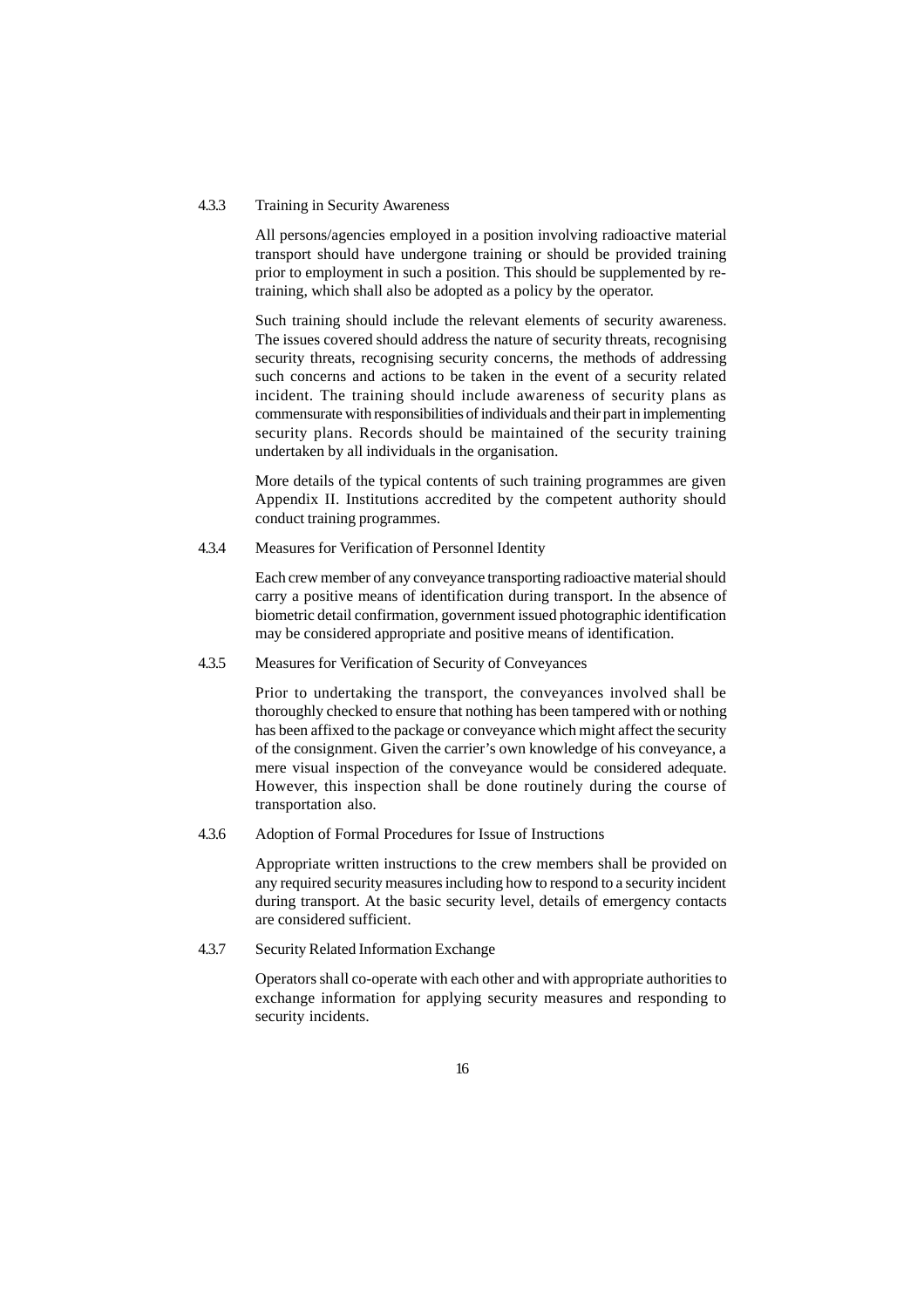#### 4.3.3 Training in Security Awareness

All persons/agencies employed in a position involving radioactive material transport should have undergone training or should be provided training prior to employment in such a position. This should be supplemented by re-training, which shall also be adopted as a policy by the operator.

Such training should include the relevant elements of security awareness. The issues covered should address the nature of security threats, recognising security threats, recognising security concerns, the methods of addressing such concerns and actions to be taken in the event of a security related incident. The training should include awareness of security plans as commensurate with responsibilities of individuals and their part in implementing security plans. Records should be maintained of the security training undertaken by all individuals in the organisation.

More details of the typical contents of such training programmes are given Appendix II. Institutions accredited by the competent authority should conduct training programmes.

#### 4.3.4 Measures for Verification of Personnel Identity

Each crew member of any conveyance transporting radioactive material should carry a positive means of identification during transport. In the absence of biometric detail confirmation, government issued photographic identification may be considered appropriate and positive means of identification.

#### 4.3.5 Measures for Verification of Security of Conveyances

Prior to undertaking the transport, the conveyances involved shall be thoroughly checked to ensure that nothing has been tampered with or nothing has been affixed to the package or conveyance which might affect the security of the consignment. Given the carrier's own knowledge of his conveyance, a mere visual inspection of the conveyance would be considered adequate. However, this inspection shall be done routinely during the course of transportation also.

#### 4.3.6 Adoption of Formal Procedures for Issue of Instructions

Appropriate written instructions to the crew members shall be provided on any required security measures including how to respond to a security incident during transport. At the basic security level, details of emergency contacts are considered sufficient.

#### 4.3.7 Security Related Information Exchange

Operators shall co-operate with each other and with appropriate authorities to exchange information for applying security measures and responding to security incidents.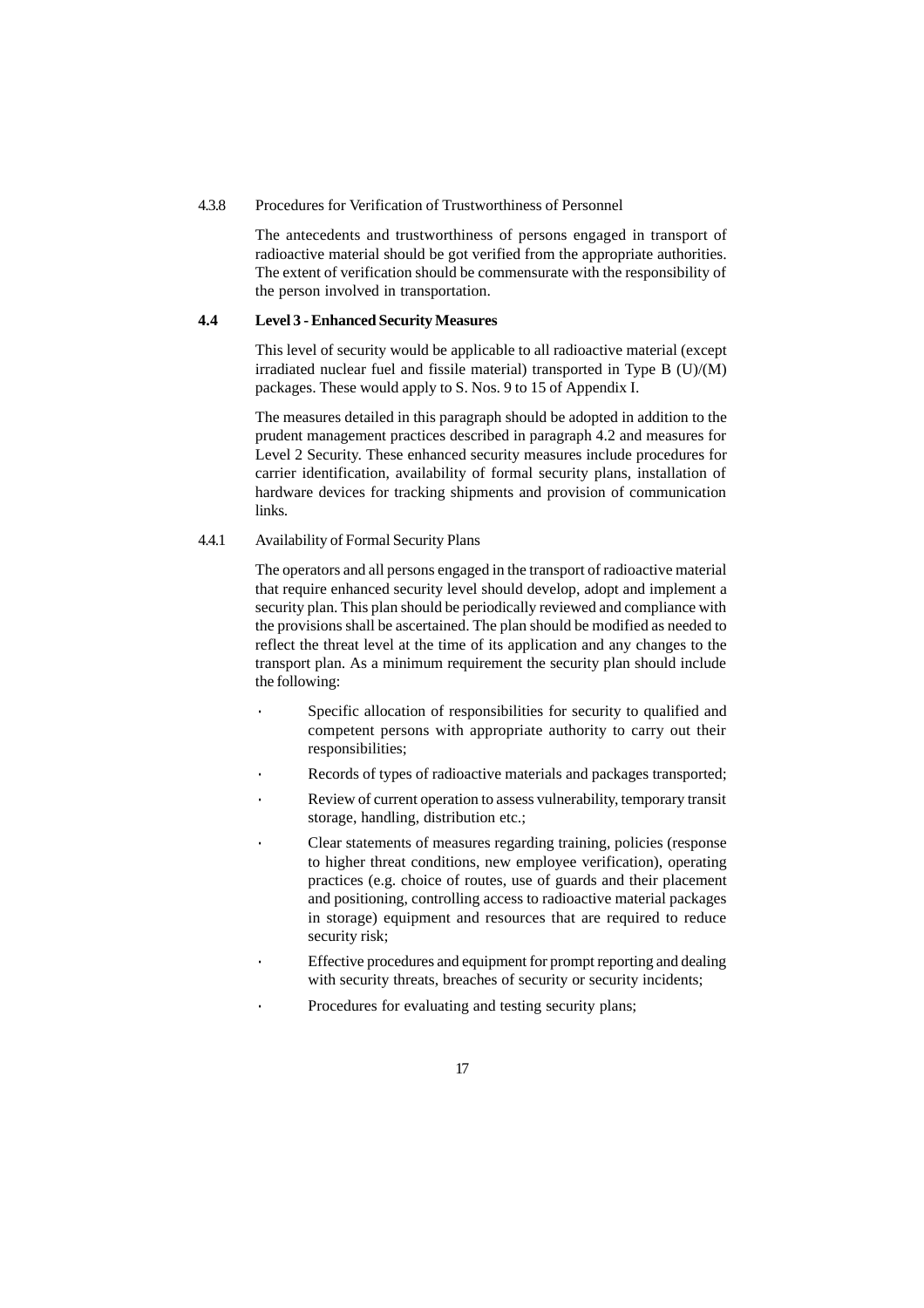4.3.8 Procedures for Verification of Trustworthiness of Personnel

The antecedents and trustworthiness of persons engaged in transport of radioactive material should be got verified from the appropriate authorities. The extent of verification should be commensurate with the responsibility of the person involved in transportation.

### 4.4 Level 3 - Enhanced Security Measures

This level of security would be applicable to all radioactive material (except irradiated nuclear fuel and fissile material) transported in Type B (U)/(M) packages. These would apply to S. Nos. 9 to 15 of Appendix I.

The measures detailed in this paragraph should be adopted in addition to the prudent management practices described in paragraph 4.2 and measures for Level 2 Security. These enhanced security measures include procedures for carrier identification, availability of formal security plans, installation of hardware devices for tracking shipments and provision of communication links.

4.4.1 Availability of Formal Security Plans

The operators and all persons engaged in the transport of radioactive material that require enhanced security level should develop, adopt and implement a security plan. This plan should be periodically reviewed and compliance with the provisions shall be ascertained. The plan should be modified as needed to reflect the threat level at the time of its application and any changes to the transport plan. As a minimum requirement the security plan should include the following:

- Specific allocation of responsibilities for security to qualified and competent persons with appropriate authority to carry out their responsibilities;
- Records of types of radioactive materials and packages transported;
- Review of current operation to assess vulnerability, temporary transit storage, handling, distribution etc.;
- Clear statements of measures regarding training, policies (response to higher threat conditions, new employee verification), operating practices (e.g. choice of routes, use of guards and their placement and positioning, controlling access to radioactive material packages in storage) equipment and resources that are required to reduce security risk;
- Effective procedures and equipment for prompt reporting and dealing with security threats, breaches of security or security incidents;
- Procedures for evaluating and testing security plans;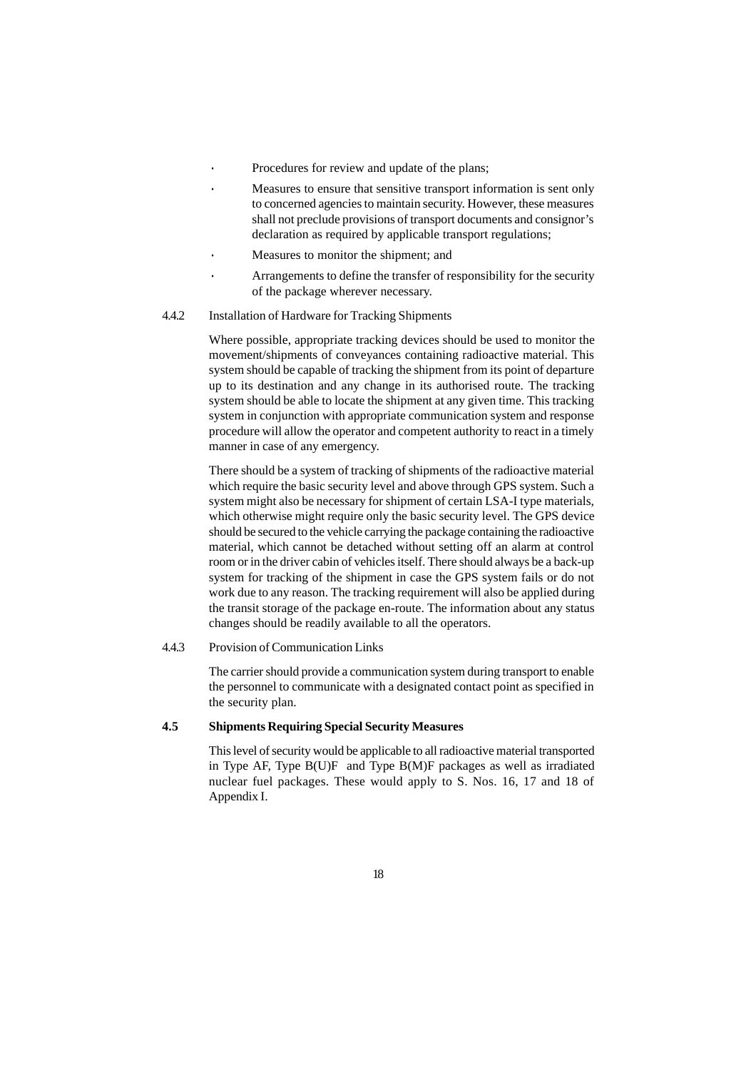- Procedures for review and update of the plans;
- Measures to ensure that sensitive transport information is sent only to concerned agencies to maintain security. However, these measures shall not preclude provisions of transport documents and consignor's declaration as required by applicable transport regulations;
- Measures to monitor the shipment; and
- Arrangements to define the transfer of responsibility for the security of the package wherever necessary.

4.4.2 Installation of Hardware for Tracking Shipments

Where possible, appropriate tracking devices should be used to monitor the movement/shipments of conveyances containing radioactive material. This system should be capable of tracking the shipment from its point of departure up to its destination and any change in its authorised route. The tracking system should be able to locate the shipment at any given time. This tracking system in conjunction with appropriate communication system and response procedure will allow the operator and competent authority to react in a timely manner in case of any emergency.

There should be a system of tracking of shipments of the radioactive material which require the basic security level and above through GPS system. Such a system might also be necessary for shipment of certain LSA-I type materials, which otherwise might require only the basic security level. The GPS device should be secured to the vehicle carrying the package containing the radioactive material, which cannot be detached without setting off an alarm at control room or in the driver cabin of vehicles itself. There should always be a back-up system for tracking of the shipment in case the GPS system fails or do not work due to any reason. The tracking requirement will also be applied during the transit storage of the package en-route. The information about any status changes should be readily available to all the operators.

4.4.3 Provision of Communication Links

The carrier should provide a communication system during transport to enable the personnel to communicate with a designated contact point as specified in the security plan.

**4.5 Shipments Requiring Special Security Measures**

This level of security would be applicable to all radioactive material transported in Type AF, Type B(U)F and Type B(M)F packages as well as irradiated nuclear fuel packages. These would apply to S. Nos. 16, 17 and 18 of Appendix I.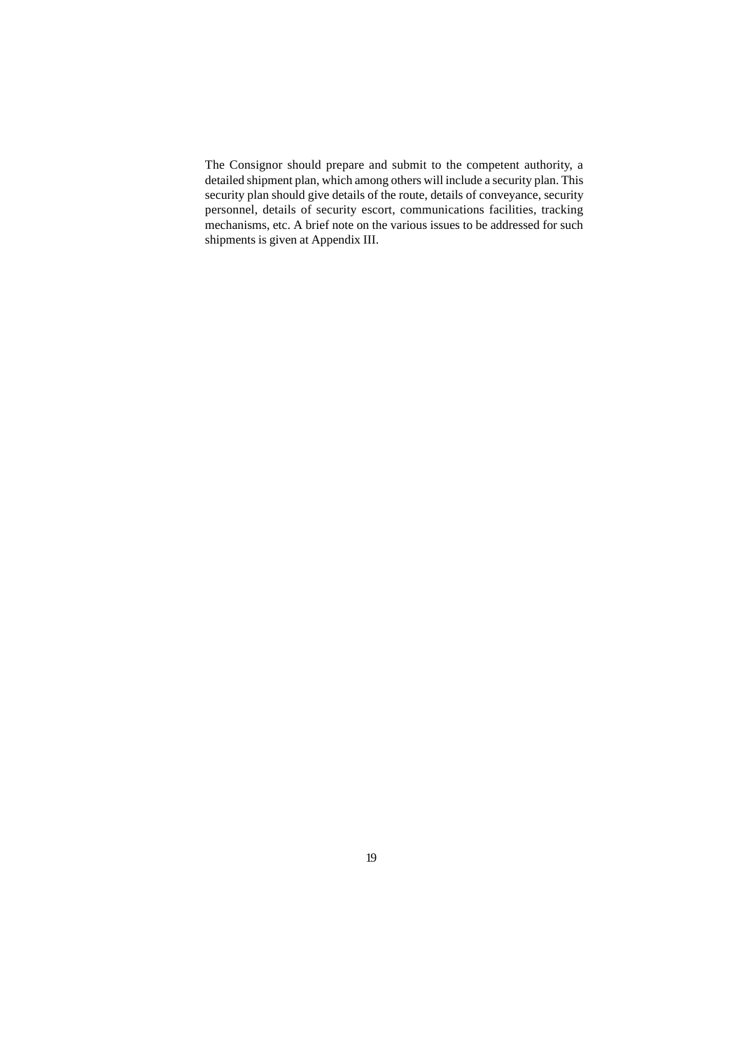The Consignor should prepare and submit to the competent authority, a detailed shipment plan, which among others will include a security plan. This security plan should give details of the route, details of conveyance, security personnel, details of security escort, communications facilities, tracking mechanisms, etc. A brief note on the various issues to be addressed for such shipments is given at Appendix III.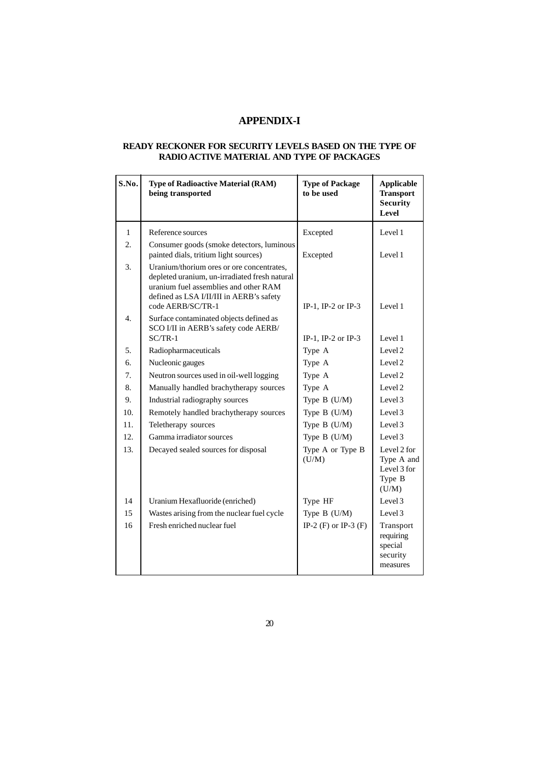# APPENDIX-I

## READY RECKONER FOR SECURITY LEVELS BASED ON THE TYPE OF RADIO ACTIVE MATERIAL AND TYPE OF PACKAGES

| S.No. | Type of Radioactive Material (RAM) being transported | Type of Package to be used | Applicable Transport Security Level |
|---|---|---|---|
| 1 | Reference sources | Excepted | Level 1 |
| 2. | Consumer goods (smoke detectors, luminous painted dials, tritium light sources) | Excepted | Level 1 |
| 3. | Uranium/thorium ores or ore concentrates, depleted uranium, un-irradiated fresh natural uranium fuel assemblies and other RAM defined as LSA I/II/III in AERB's safety code AERB/SC/TR-1 | IP-1, IP-2 or IP-3 | Level 1 |
| 4. | Surface contaminated objects defined as SCO I/II in AERB's safety code AERB/SC/TR-1 | IP-1, IP-2 or IP-3 | Level 1 |
| 5. | Radiopharmaceuticals | Type A | Level 2 |
| 6. | Nucleonic gauges | Type A | Level 2 |
| 7. | Neutron sources used in oil-well logging | Type A | Level 2 |
| 8. | Manually handled brachytherapy sources | Type A | Level 2 |
| 9. | Industrial radiography sources | Type B (U/M) | Level 3 |
| 10. | Remotely handled brachytherapy sources | Type B (U/M) | Level 3 |
| 11. | Teletherapy sources | Type B (U/M) | Level 3 |
| 12. | Gamma irradiator sources | Type B (U/M) | Level 3 |
| 13. | Decayed sealed sources for disposal | Type A or Type B (U/M) | Level 2 for Type A and Level 3 for Type B (U/M) |
| 14 | Uranium Hexafluoride (enriched) | Type HF | Level 3 |
| 15 | Wastes arising from the nuclear fuel cycle | Type B (U/M) | Level 3 |
| 16 | Fresh enriched nuclear fuel | IP-2 (F) or IP-3 (F) | Transport requiring special security measures |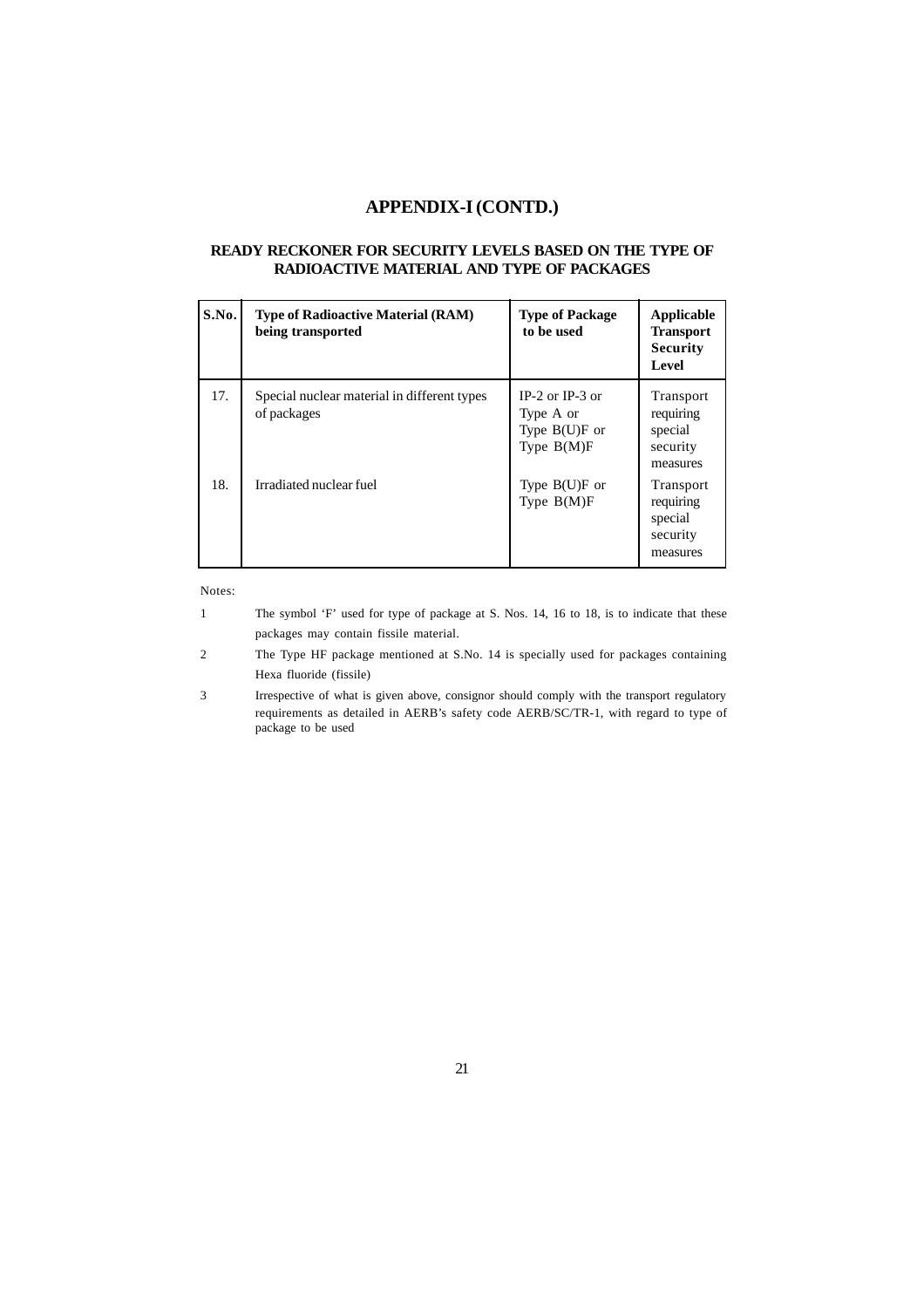## APPENDIX-I (CONTD.)

### READY RECKONER FOR SECURITY LEVELS BASED ON THE TYPE OF RADIOACTIVE MATERIAL AND TYPE OF PACKAGES

| S.No. | Type of Radioactive Material (RAM) being transported | Type of Package to be used | Applicable Transport Security Level |
|---|---|---|---|
| 17. | Special nuclear material in different types of packages | IP-2 or IP-3 or Type A or Type B(U)F or Type B(M)F | Transport requiring special security measures |
| 18. | Irradiated nuclear fuel | Type B(U)F or Type B(M)F | Transport requiring special security measures |

Notes:

1. The symbol 'F' used for type of package at S. Nos. 14, 16 to 18, is to indicate that these packages may contain fissile material.
2. The Type HF package mentioned at S.No. 14 is specially used for packages containing Hexa fluoride (fissile)
3. Irrespective of what is given above, consignor should comply with the transport regulatory requirements as detailed in AERB's safety code AERB/SC/TR-1, with regard to type of package to be used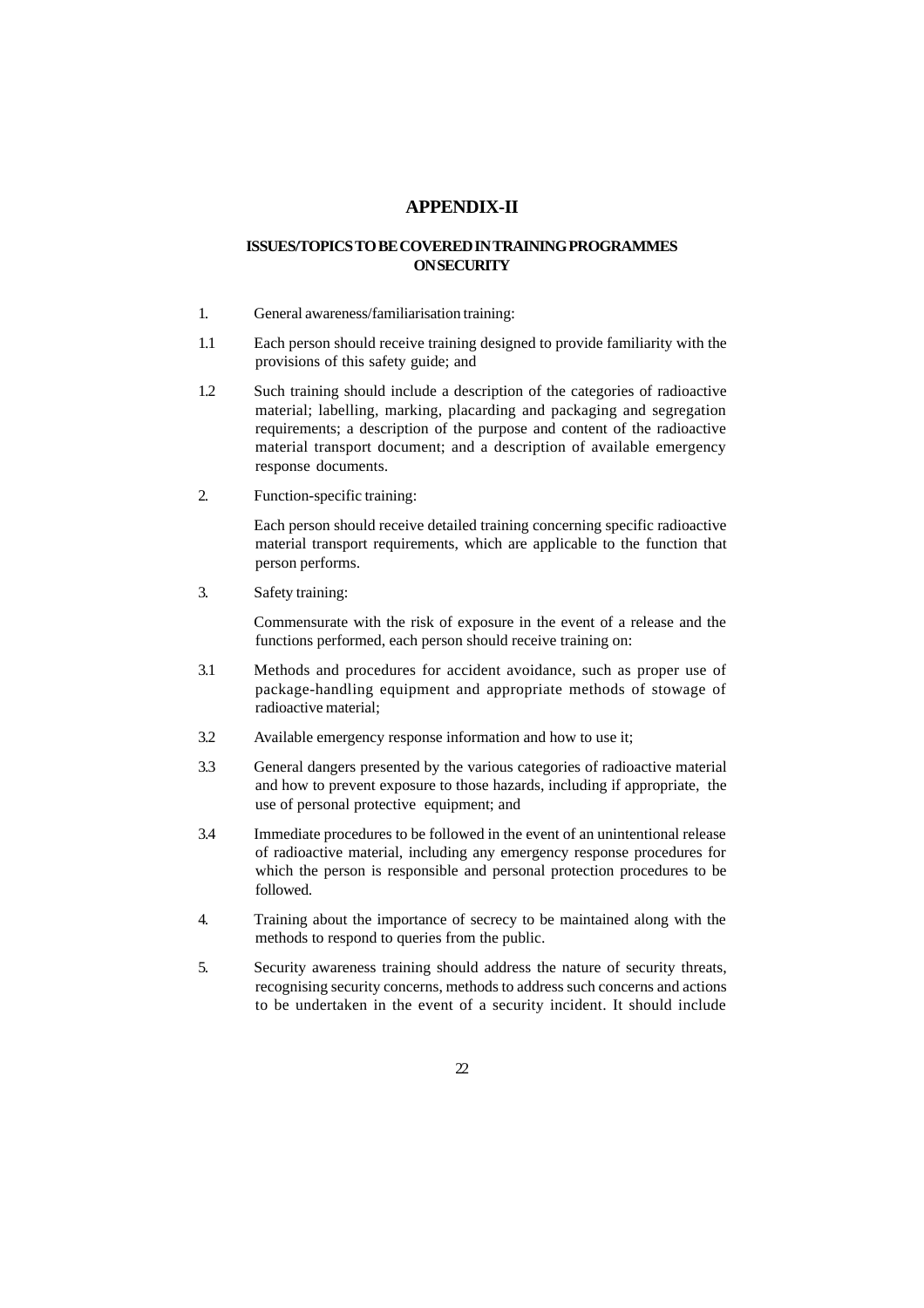# APPENDIX-II

## ISSUES/TOPICS TO BE COVERED IN TRAINING PROGRAMMES ON SECURITY

1. General awareness/familiarisation training:

1.1 Each person should receive training designed to provide familiarity with the provisions of this safety guide; and

1.2 Such training should include a description of the categories of radioactive material; labelling, marking, placarding and packaging and segregation requirements; a description of the purpose and content of the radioactive material transport document; and a description of available emergency response documents.

2. Function-specific training:

   Each person should receive detailed training concerning specific radioactive material transport requirements, which are applicable to the function that person performs.

3. Safety training:

   Commensurate with the risk of exposure in the event of a release and the functions performed, each person should receive training on:

3.1 Methods and procedures for accident avoidance, such as proper use of package-handling equipment and appropriate methods of stowage of radioactive material;

3.2 Available emergency response information and how to use it;

3.3 General dangers presented by the various categories of radioactive material and how to prevent exposure to those hazards, including if appropriate, the use of personal protective equipment; and

3.4 Immediate procedures to be followed in the event of an unintentional release of radioactive material, including any emergency response procedures for which the person is responsible and personal protection procedures to be followed.

4. Training about the importance of secrecy to be maintained along with the methods to respond to queries from the public.

5. Security awareness training should address the nature of security threats, recognising security concerns, methods to address such concerns and actions to be undertaken in the event of a security incident. It should include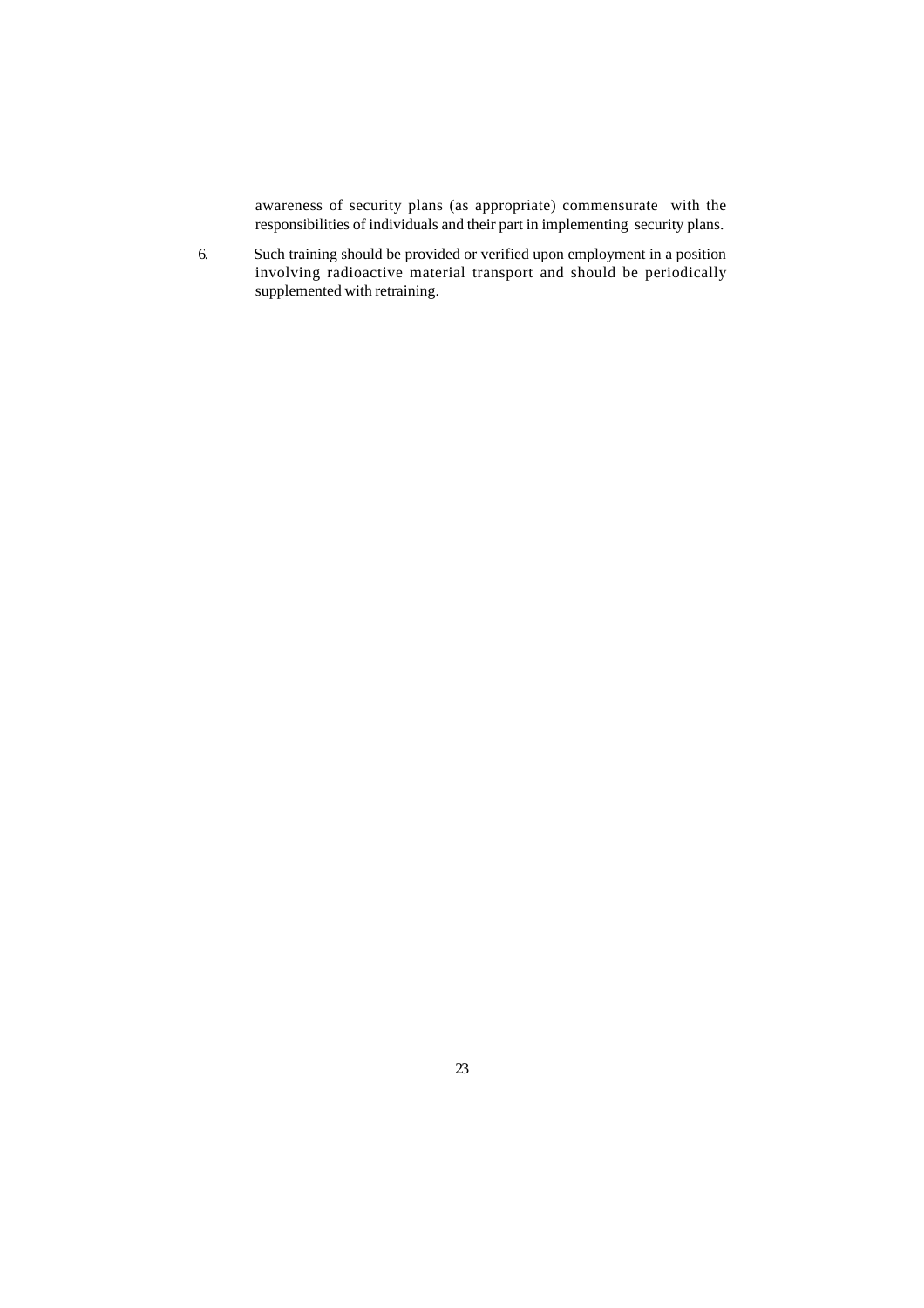awareness of security plans (as appropriate) commensurate with the responsibilities of individuals and their part in implementing security plans.

6. Such training should be provided or verified upon employment in a position involving radioactive material transport and should be periodically supplemented with retraining.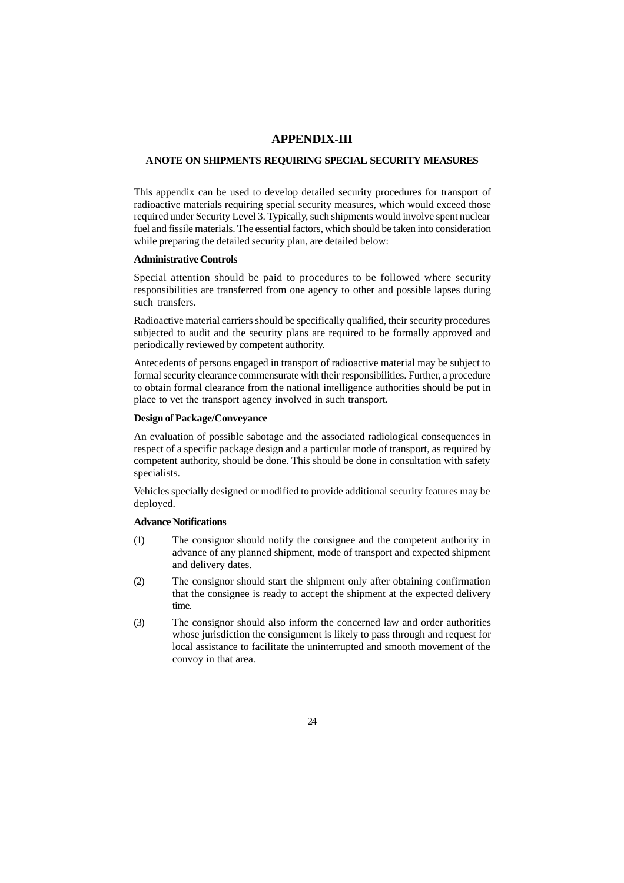# APPENDIX-III

## A NOTE ON SHIPMENTS REQUIRING SPECIAL SECURITY MEASURES

This appendix can be used to develop detailed security procedures for transport of radioactive materials requiring special security measures, which would exceed those required under Security Level 3. Typically, such shipments would involve spent nuclear fuel and fissile materials. The essential factors, which should be taken into consideration while preparing the detailed security plan, are detailed below:

### Administrative Controls

Special attention should be paid to procedures to be followed where security responsibilities are transferred from one agency to other and possible lapses during such transfers.

Radioactive material carriers should be specifically qualified, their security procedures subjected to audit and the security plans are required to be formally approved and periodically reviewed by competent authority.

Antecedents of persons engaged in transport of radioactive material may be subject to formal security clearance commensurate with their responsibilities. Further, a procedure to obtain formal clearance from the national intelligence authorities should be put in place to vet the transport agency involved in such transport.

### Design of Package/Conveyance

An evaluation of possible sabotage and the associated radiological consequences in respect of a specific package design and a particular mode of transport, as required by competent authority, should be done. This should be done in consultation with safety specialists.

Vehicles specially designed or modified to provide additional security features may be deployed.

### Advance Notifications

(1) The consignor should notify the consignee and the competent authority in advance of any planned shipment, mode of transport and expected shipment and delivery dates.

(2) The consignor should start the shipment only after obtaining confirmation that the consignee is ready to accept the shipment at the expected delivery time.

(3) The consignor should also inform the concerned law and order authorities whose jurisdiction the consignment is likely to pass through and request for local assistance to facilitate the uninterrupted and smooth movement of the convoy in that area.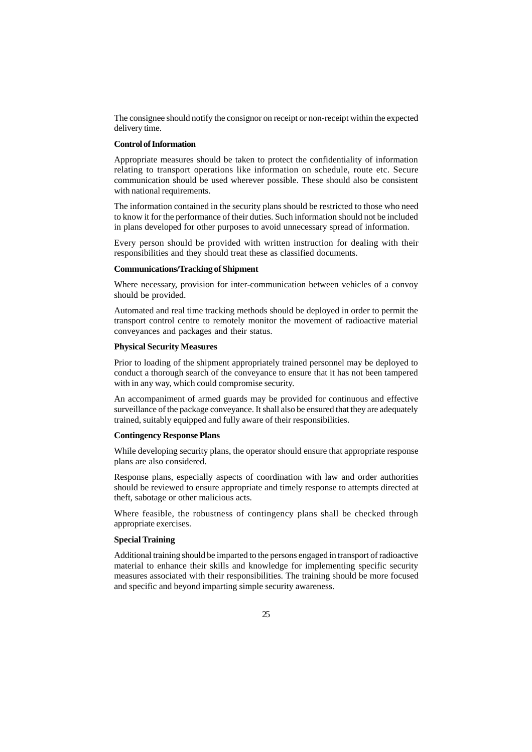The consignee should notify the consignor on receipt or non-receipt within the expected delivery time.

**Control of Information**

Appropriate measures should be taken to protect the confidentiality of information relating to transport operations like information on schedule, route etc. Secure communication should be used wherever possible. These should also be consistent with national requirements.

The information contained in the security plans should be restricted to those who need to know it for the performance of their duties. Such information should not be included in plans developed for other purposes to avoid unnecessary spread of information.

Every person should be provided with written instruction for dealing with their responsibilities and they should treat these as classified documents.

**Communications/Tracking of Shipment**

Where necessary, provision for inter-communication between vehicles of a convoy should be provided.

Automated and real time tracking methods should be deployed in order to permit the transport control centre to remotely monitor the movement of radioactive material conveyances and packages and their status.

**Physical Security Measures**

Prior to loading of the shipment appropriately trained personnel may be deployed to conduct a thorough search of the conveyance to ensure that it has not been tampered with in any way, which could compromise security.

An accompaniment of armed guards may be provided for continuous and effective surveillance of the package conveyance. It shall also be ensured that they are adequately trained, suitably equipped and fully aware of their responsibilities.

**Contingency Response Plans**

While developing security plans, the operator should ensure that appropriate response plans are also considered.

Response plans, especially aspects of coordination with law and order authorities should be reviewed to ensure appropriate and timely response to attempts directed at theft, sabotage or other malicious acts.

Where feasible, the robustness of contingency plans shall be checked through appropriate exercises.

**Special Training**

Additional training should be imparted to the persons engaged in transport of radioactive material to enhance their skills and knowledge for implementing specific security measures associated with their responsibilities. The training should be more focused and specific and beyond imparting simple security awareness.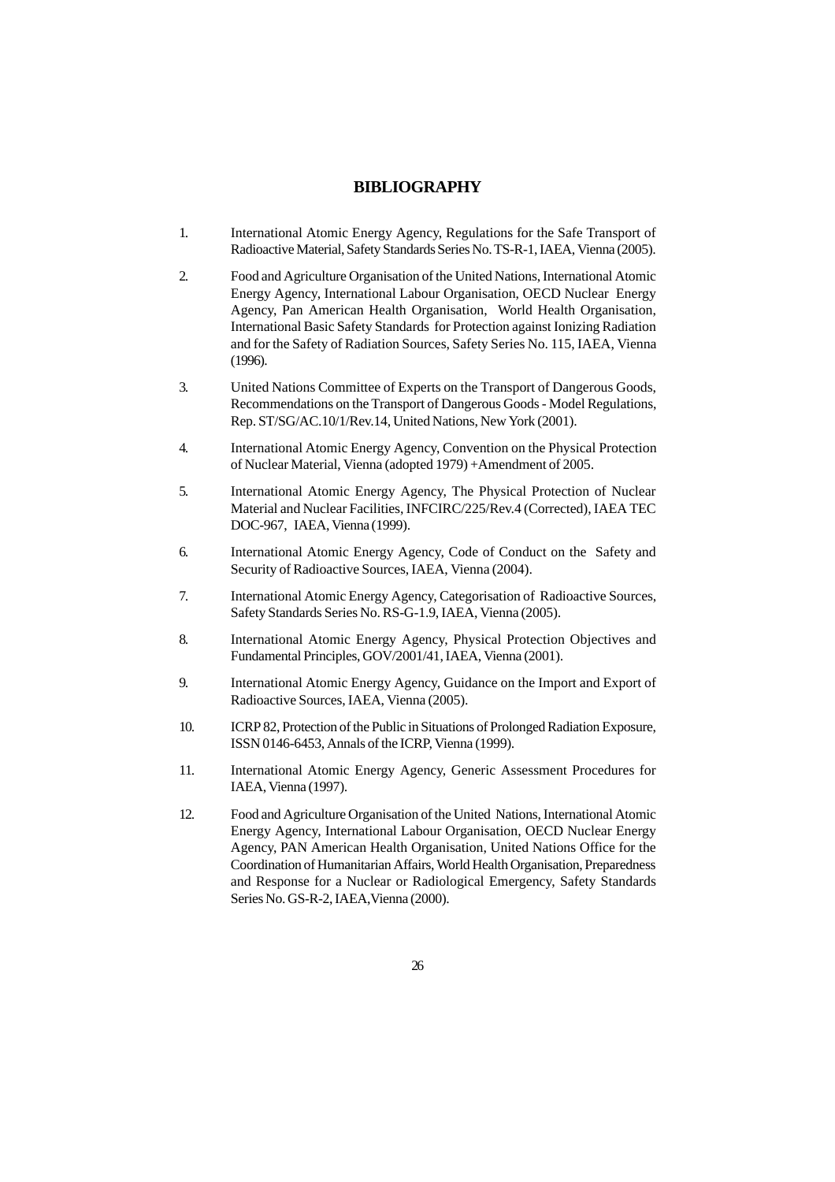# BIBLIOGRAPHY

1. International Atomic Energy Agency, Regulations for the Safe Transport of Radioactive Material, Safety Standards Series No. TS-R-1, IAEA, Vienna (2005).

2. Food and Agriculture Organisation of the United Nations, International Atomic Energy Agency, International Labour Organisation, OECD Nuclear Energy Agency, Pan American Health Organisation, World Health Organisation, International Basic Safety Standards for Protection against Ionizing Radiation and for the Safety of Radiation Sources, Safety Series No. 115, IAEA, Vienna (1996).

3. United Nations Committee of Experts on the Transport of Dangerous Goods, Recommendations on the Transport of Dangerous Goods - Model Regulations, Rep. ST/SG/AC.10/1/Rev.14, United Nations, New York (2001).

4. International Atomic Energy Agency, Convention on the Physical Protection of Nuclear Material, Vienna (adopted 1979) +Amendment of 2005.

5. International Atomic Energy Agency, The Physical Protection of Nuclear Material and Nuclear Facilities, INFCIRC/225/Rev.4 (Corrected), IAEA TEC DOC-967, IAEA, Vienna (1999).

6. International Atomic Energy Agency, Code of Conduct on the Safety and Security of Radioactive Sources, IAEA, Vienna (2004).

7. International Atomic Energy Agency, Categorisation of Radioactive Sources, Safety Standards Series No. RS-G-1.9, IAEA, Vienna (2005).

8. International Atomic Energy Agency, Physical Protection Objectives and Fundamental Principles, GOV/2001/41, IAEA, Vienna (2001).

9. International Atomic Energy Agency, Guidance on the Import and Export of Radioactive Sources, IAEA, Vienna (2005).

10. ICRP 82, Protection of the Public in Situations of Prolonged Radiation Exposure, ISSN 0146-6453, Annals of the ICRP, Vienna (1999).

11. International Atomic Energy Agency, Generic Assessment Procedures for IAEA, Vienna (1997).

12. Food and Agriculture Organisation of the United Nations, International Atomic Energy Agency, International Labour Organisation, OECD Nuclear Energy Agency, PAN American Health Organisation, United Nations Office for the Coordination of Humanitarian Affairs, World Health Organisation, Preparedness and Response for a Nuclear or Radiological Emergency, Safety Standards Series No. GS-R-2, IAEA, Vienna (2000).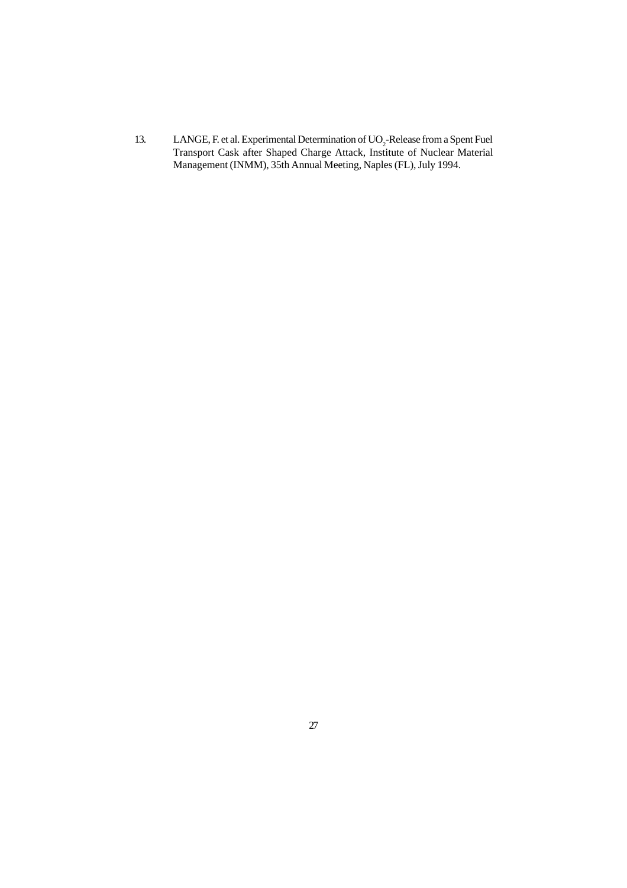13. LANGE, F. et al. Experimental Determination of $UO_2$-Release from a Spent Fuel Transport Cask after Shaped Charge Attack, Institute of Nuclear Material Management (INMM), 35th Annual Meeting, Naples (FL), July 1994.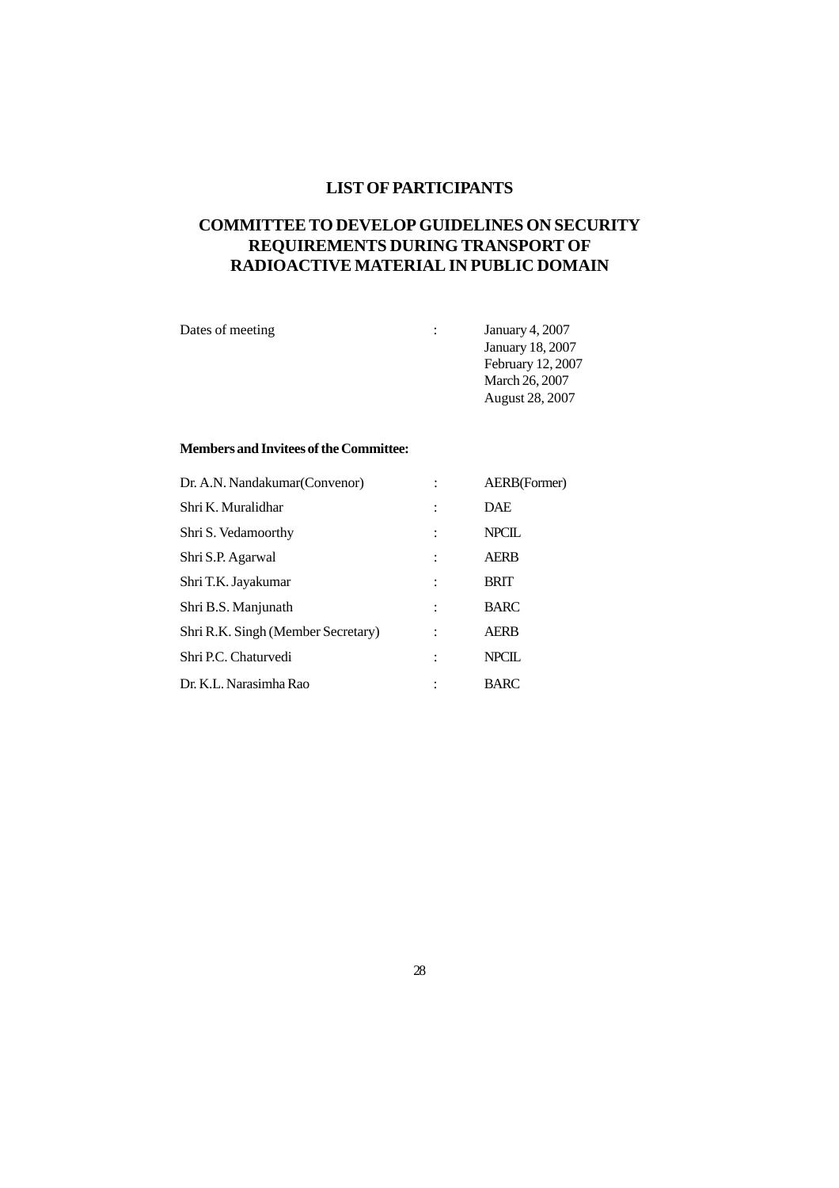## LIST OF PARTICIPANTS

## COMMITTEE TO DEVELOP GUIDELINES ON SECURITY REQUIREMENTS DURING TRANSPORT OF RADIOACTIVE MATERIAL IN PUBLIC DOMAIN

| | | |
|---|---|---|
| Dates of meeting | : | January 4, 2007<br>January 18, 2007<br>February 12, 2007<br>March 26, 2007<br>August 28, 2007 |

**Members and Invitees of the Committee:**

| | | |
|---|---|---|
| Dr. A.N. Nandakumar(Convenor) | : | AERB(Former) |
| Shri K. Muralidhar | : | DAE |
| Shri S. Vedamoorthy | : | NPCIL |
| Shri S.P. Agarwal | : | AERB |
| Shri T.K. Jayakumar | : | BRIT |
| Shri B.S. Manjunath | : | BARC |
| Shri R.K. Singh (Member Secretary) | : | AERB |
| Shri P.C. Chaturvedi | : | NPCIL |
| Dr. K.L. Narasimha Rao | : | BARC |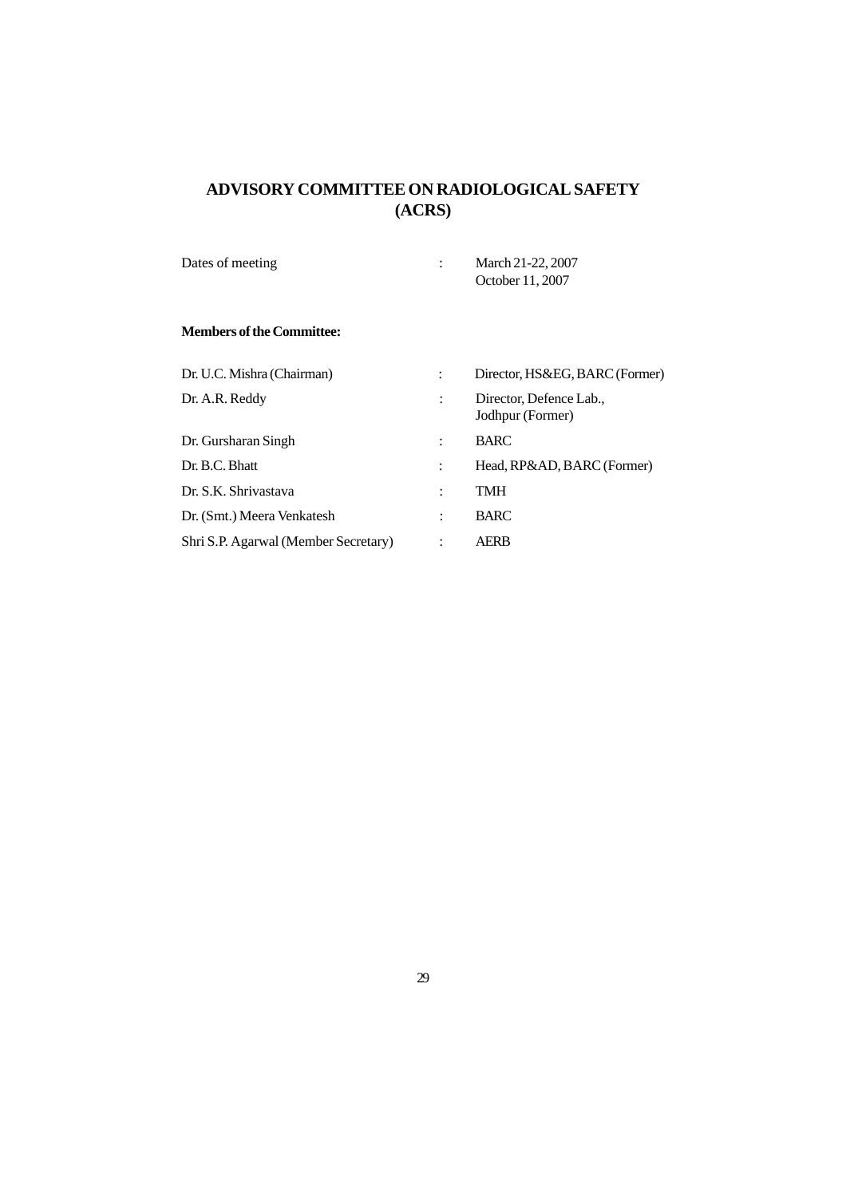# ADVISORY COMMITTEE ON RADIOLOGICAL SAFETY (ACRS)

| | | |
|---|---|---|
| Dates of meeting | : | March 21-22, 2007<br>October 11, 2007 |

**Members of the Committee:**

| | | |
|---|---|---|
| Dr. U.C. Mishra (Chairman) | : | Director, HS&EG, BARC (Former) |
| Dr. A.R. Reddy | : | Director, Defence Lab., Jodhpur (Former) |
| Dr. Gursharan Singh | : | BARC |
| Dr. B.C. Bhatt | : | Head, RP&AD, BARC (Former) |
| Dr. S.K. Shrivastava | : | TMH |
| Dr. (Smt.) Meera Venkatesh | : | BARC |
| Shri S.P. Agarwal (Member Secretary) | : | AERB |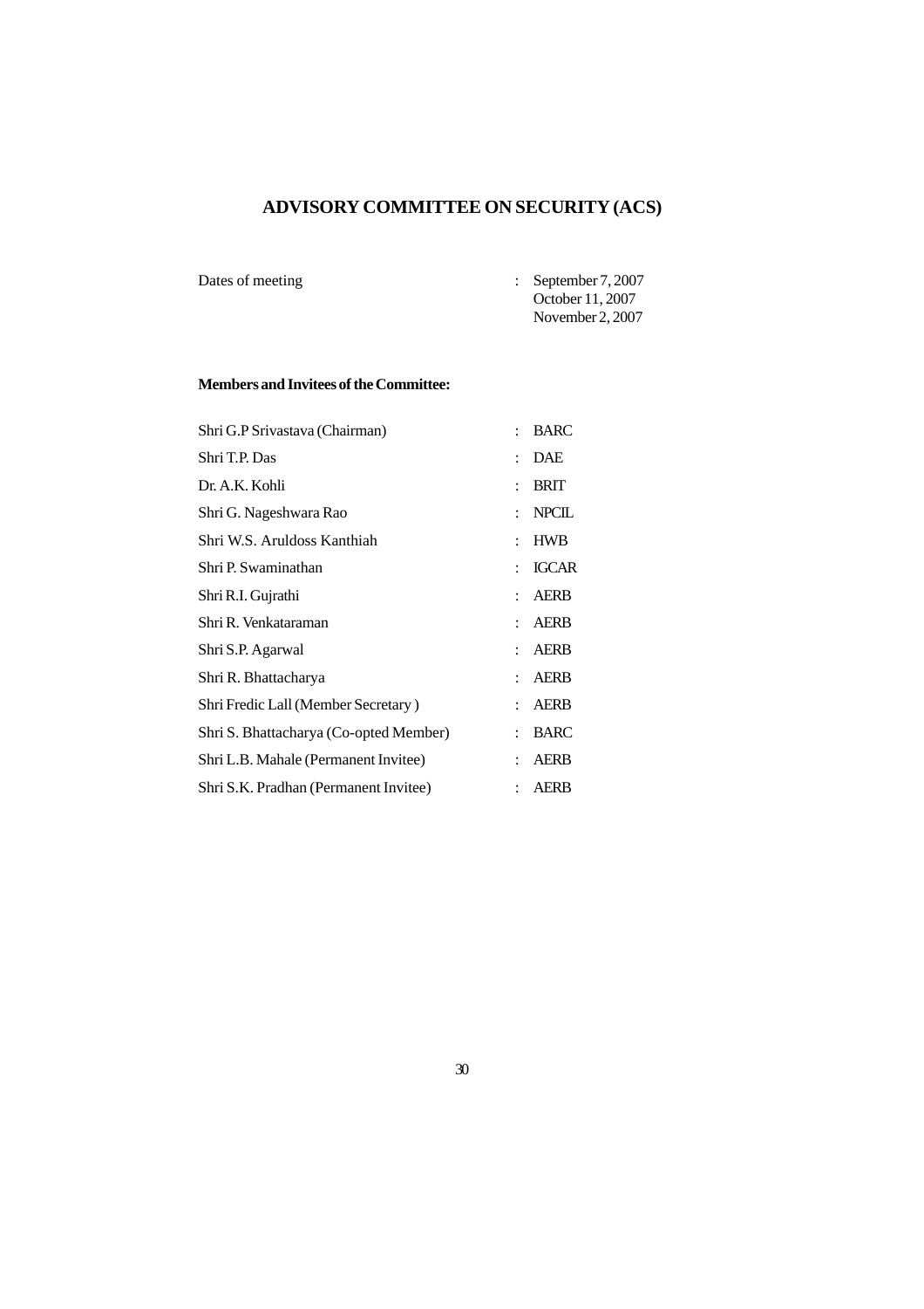# ADVISORY COMMITTEE ON SECURITY (ACS)

Dates of meeting : September 7, 2007
October 11, 2007
November 2, 2007

**Members and Invitees of the Committee:**

| | | |
|---|---|---|
| Shri G.P Srivastava (Chairman) | : | BARC |
| Shri T.P. Das | : | DAE |
| Dr. A.K. Kohli | : | BRIT |
| Shri G. Nageshwara Rao | : | NPCIL |
| Shri W.S. Aruldoss Kanthiah | : | HWB |
| Shri P. Swaminathan | : | IGCAR |
| Shri R.I. Gujrathi | : | AERB |
| Shri R. Venkataraman | : | AERB |
| Shri S.P. Agarwal | : | AERB |
| Shri R. Bhattacharya | : | AERB |
| Shri Fredic Lall (Member Secretary ) | : | AERB |
| Shri S. Bhattacharya (Co-opted Member) | : | BARC |
| Shri L.B. Mahale (Permanent Invitee) | : | AERB |
| Shri S.K. Pradhan (Permanent Invitee) | : | AERB |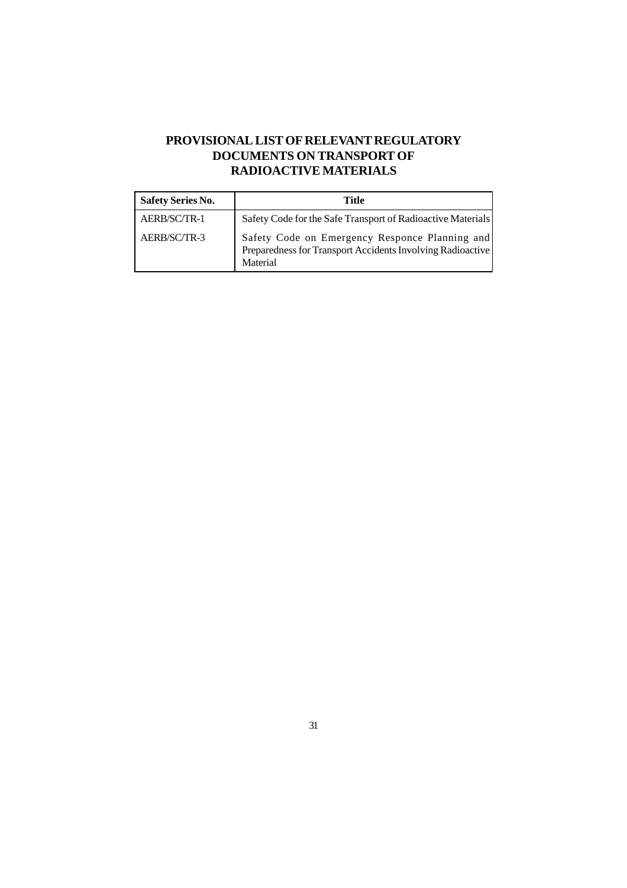# PROVISIONAL LIST OF RELEVANT REGULATORY DOCUMENTS ON TRANSPORT OF RADIOACTIVE MATERIALS

| Safety Series No. | Title |
|---|---|
| AERB/SC/TR-1 | Safety Code for the Safe Transport of Radioactive Materials |
| AERB/SC/TR-3 | Safety Code on Emergency Responce Planning and Preparedness for Transport Accidents Involving Radioactive Material |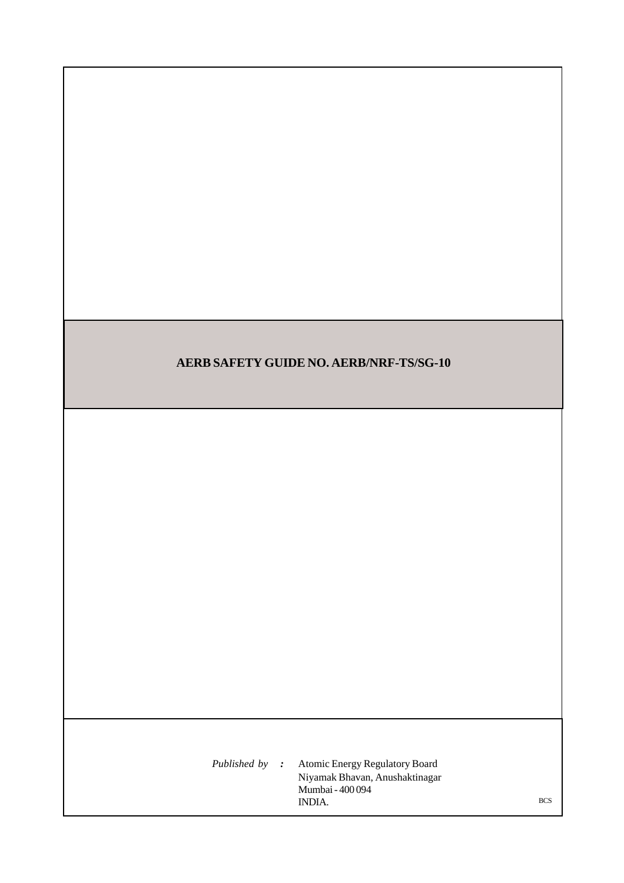**AERB SAFETY GUIDE NO. AERB/NRF-TS/SG-10**

*Published by* **:** Atomic Energy Regulatory Board
Niyamak Bhavan, Anushaktinagar
Mumbai - 400 094
INDIA.

BCS